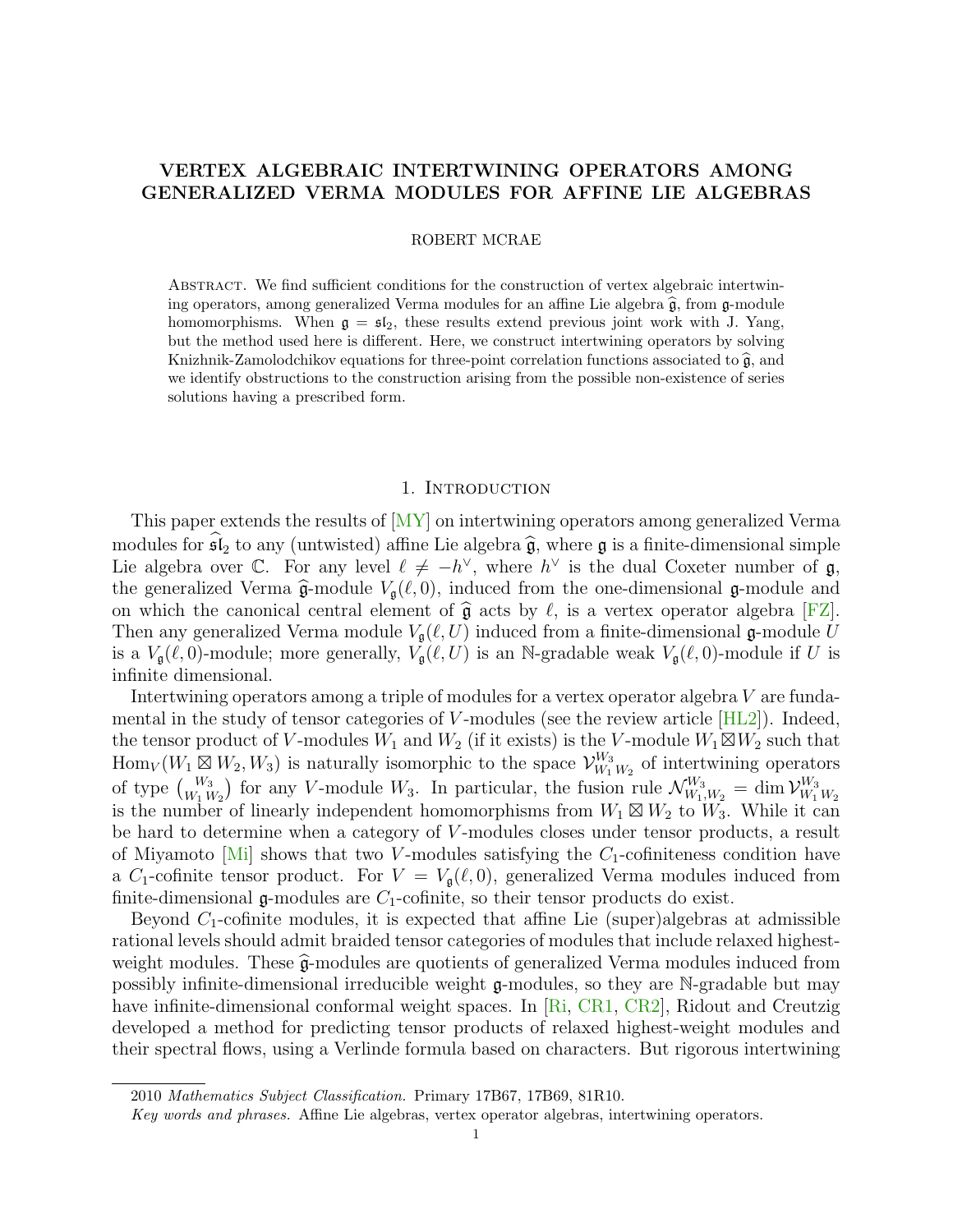# VERTEX ALGEBRAIC INTERTWINING OPERATORS AMONG GENERALIZED VERMA MODULES FOR AFFINE LIE ALGEBRAS

ROBERT MCRAE

ABSTRACT. We find sufficient conditions for the construction of vertex algebraic intertwining operators, among generalized Verma modules for an affine Lie algebra $\widehat{\mathfrak{g}}$, from $\mathfrak{g}$-module homomorphisms. When $\mathfrak{g} = \mathfrak{sl}_2$, these results extend previous joint work with J. Yang, but the method used here is different. Here, we construct intertwining operators by solving Knizhnik-Zamolodchikov equations for three-point correlation functions associated to $\widehat{\mathfrak{g}}$, and we identify obstructions to the construction arising from the possible non-existence of series solutions having a prescribed form.

## 1. Introduction

This paper extends the results of [MY] on intertwining operators among generalized Verma modules for $\widehat{\mathfrak{sl}}_2$ to any (untwisted) affine Lie algebra $\widehat{\mathfrak{g}}$, where $\mathfrak{g}$ is a finite-dimensional simple Lie algebra over $\mathbb{C}$. For any level $\ell \neq -h^\vee$, where $h^\vee$ is the dual Coxeter number of $\mathfrak{g}$, the generalized Verma $\widehat{\mathfrak{g}}$-module $V_{\mathfrak{g}}(\ell, 0)$, induced from the one-dimensional $\mathfrak{g}$-module and on which the canonical central element of $\widehat{\mathfrak{g}}$ acts by $\ell$, is a vertex operator algebra [FZ]. Then any generalized Verma module $V_{\mathfrak{g}}(\ell, U)$ induced from a finite-dimensional $\mathfrak{g}$-module $U$ is a $V_{\mathfrak{g}}(\ell, 0)$-module; more generally, $V_{\mathfrak{g}}(\ell, U)$ is an $\mathbb{N}$-gradable weak $V_{\mathfrak{g}}(\ell, 0)$-module if $U$ is infinite dimensional.

Intertwining operators among a triple of modules for a vertex operator algebra $V$ are fundamental in the study of tensor categories of $V$-modules (see the review article [HL2]). Indeed, the tensor product of $V$-modules $W_1$ and $W_2$ (if it exists) is the $V$-module $W_1 \boxtimes W_2$ such that $\mathrm{Hom}_V(W_1 \boxtimes W_2, W_3)$ is naturally isomorphic to the space $\mathcal{V}^{W_3}_{W_1\,W_2}$ of intertwining operators of type $\binom{W_3}{W_1\,W_2}$ for any $V$-module $W_3$. In particular, the fusion rule $\mathcal{N}^{W_3}_{W_1,W_2} = \dim \mathcal{V}^{W_3}_{W_1\,W_2}$ is the number of linearly independent homomorphisms from $W_1 \boxtimes W_2$ to $W_3$. While it can be hard to determine when a category of $V$-modules closes under tensor products, a result of Miyamoto [Mi] shows that two $V$-modules satisfying the $C_1$-cofiniteness condition have a $C_1$-cofinite tensor product. For $V = V_{\mathfrak{g}}(\ell, 0)$, generalized Verma modules induced from finite-dimensional $\mathfrak{g}$-modules are $C_1$-cofinite, so their tensor products do exist.

Beyond $C_1$-cofinite modules, it is expected that affine Lie (super)algebras at admissible rational levels should admit braided tensor categories of modules that include relaxed highest-weight modules. These $\widehat{\mathfrak{g}}$-modules are quotients of generalized Verma modules induced from possibly infinite-dimensional irreducible weight $\mathfrak{g}$-modules, so they are $\mathbb{N}$-gradable but may have infinite-dimensional conformal weight spaces. In [Ri, CR1, CR2], Ridout and Creutzig developed a method for predicting tensor products of relaxed highest-weight modules and their spectral flows, using a Verlinde formula based on characters. But rigorous intertwining

2010 *Mathematics Subject Classification.* Primary 17B67, 17B69, 81R10.

*Key words and phrases.* Affine Lie algebras, vertex operator algebras, intertwining operators.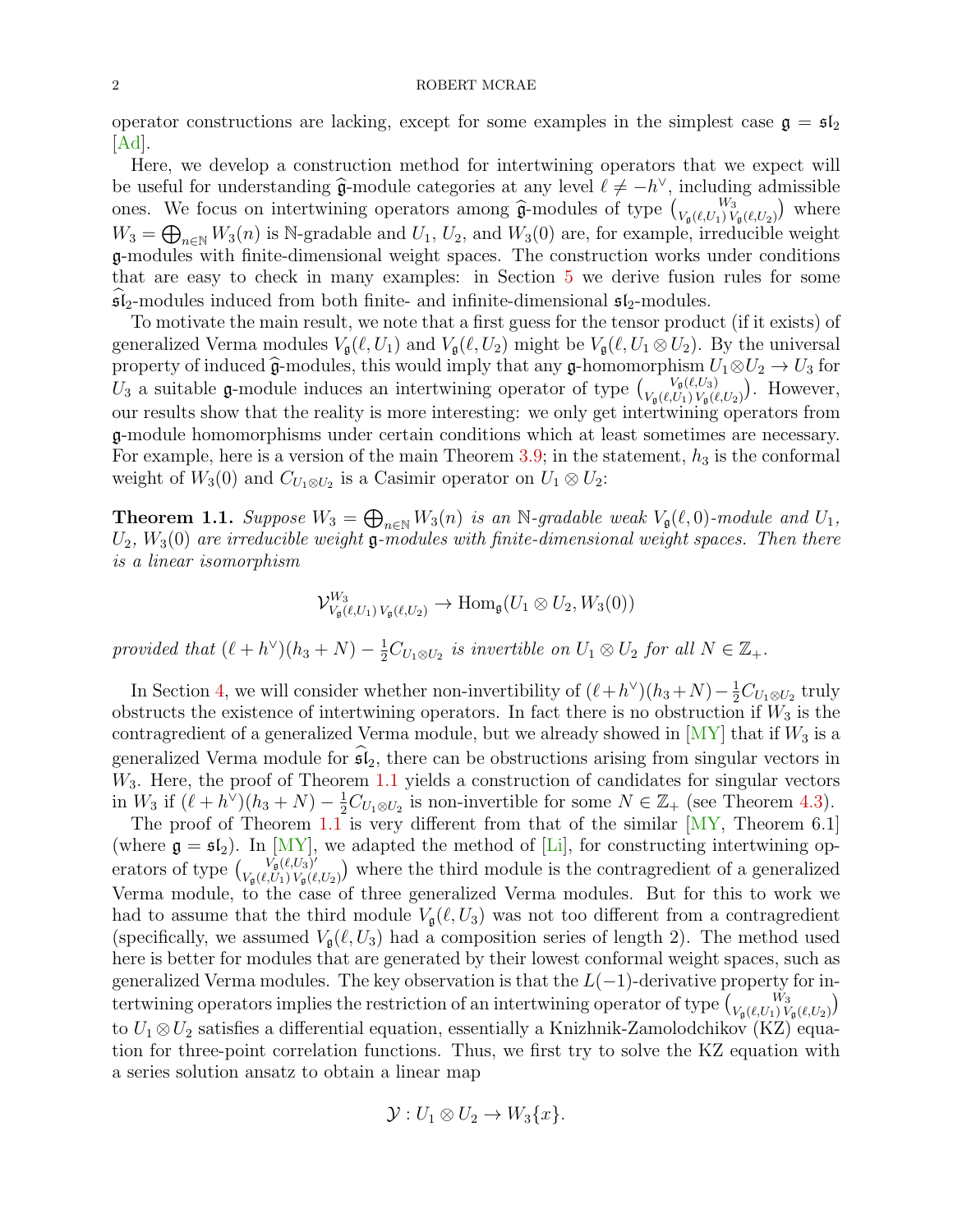operator constructions are lacking, except for some examples in the simplest case $\mathfrak{g} = \mathfrak{sl}_2$ [Ad].

Here, we develop a construction method for intertwining operators that we expect will be useful for understanding $\widehat{\mathfrak{g}}$-module categories at any level $\ell \neq -h^\vee$, including admissible ones. We focus on intertwining operators among $\widehat{\mathfrak{g}}$-modules of type $\binom{W_3}{V_{\mathfrak{g}}(\ell,U_1)\,V_{\mathfrak{g}}(\ell,U_2)}$ where $W_3 = \bigoplus_{n\in\mathbb{N}} W_3(n)$ is $\mathbb{N}$-gradable and $U_1$, $U_2$, and $W_3(0)$ are, for example, irreducible weight $\mathfrak{g}$-modules with finite-dimensional weight spaces. The construction works under conditions that are easy to check in many examples: in Section 5 we derive fusion rules for some $\widehat{\mathfrak{sl}}_2$-modules induced from both finite- and infinite-dimensional $\mathfrak{sl}_2$-modules.

To motivate the main result, we note that a first guess for the tensor product (if it exists) of generalized Verma modules $V_{\mathfrak{g}}(\ell, U_1)$ and $V_{\mathfrak{g}}(\ell, U_2)$ might be $V_{\mathfrak{g}}(\ell, U_1 \otimes U_2)$. By the universal property of induced $\widehat{\mathfrak{g}}$-modules, this would imply that any $\mathfrak{g}$-homomorphism $U_1 \otimes U_2 \to U_3$ for $U_3$ a suitable $\mathfrak{g}$-module induces an intertwining operator of type $\binom{V_{\mathfrak{g}}(\ell,U_3)}{V_{\mathfrak{g}}(\ell,U_1)\,V_{\mathfrak{g}}(\ell,U_2)}$. However, our results show that the reality is more interesting: we only get intertwining operators from $\mathfrak{g}$-module homomorphisms under certain conditions which at least sometimes are necessary. For example, here is a version of the main Theorem 3.9; in the statement, $h_3$ is the conformal weight of $W_3(0)$ and $C_{U_1\otimes U_2}$ is a Casimir operator on $U_1 \otimes U_2$:

**Theorem 1.1.** *Suppose $W_3 = \bigoplus_{n\in\mathbb{N}} W_3(n)$ is an $\mathbb{N}$-gradable weak $V_{\mathfrak{g}}(\ell, 0)$-module and $U_1$, $U_2$, $W_3(0)$ are irreducible weight $\mathfrak{g}$-modules with finite-dimensional weight spaces. Then there is a linear isomorphism*

$$\mathcal{V}^{W_3}_{V_{\mathfrak{g}}(\ell,U_1)\,V_{\mathfrak{g}}(\ell,U_2)} \to \mathrm{Hom}_{\mathfrak{g}}(U_1 \otimes U_2, W_3(0))$$

*provided that $(\ell + h^\vee)(h_3 + N) - \frac{1}{2}C_{U_1\otimes U_2}$ is invertible on $U_1 \otimes U_2$ for all $N \in \mathbb{Z}_+$.*

In Section 4, we will consider whether non-invertibility of $(\ell+h^\vee)(h_3+N) - \frac{1}{2}C_{U_1\otimes U_2}$ truly obstructs the existence of intertwining operators. In fact there is no obstruction if $W_3$ is the contragredient of a generalized Verma module, but we already showed in [MY] that if $W_3$ is a generalized Verma module for $\widehat{\mathfrak{sl}}_2$, there can be obstructions arising from singular vectors in $W_3$. Here, the proof of Theorem 1.1 yields a construction of candidates for singular vectors in $W_3$ if $(\ell + h^\vee)(h_3 + N) - \frac{1}{2}C_{U_1\otimes U_2}$ is non-invertible for some $N \in \mathbb{Z}_+$ (see Theorem 4.3).

The proof of Theorem 1.1 is very different from that of the similar [MY, Theorem 6.1] (where $\mathfrak{g} = \mathfrak{sl}_2$). In [MY], we adapted the method of [Li], for constructing intertwining operators of type $\binom{V_{\mathfrak{g}}(\ell,U_3)'}{V_{\mathfrak{g}}(\ell,U_1)\,V_{\mathfrak{g}}(\ell,U_2)}$ where the third module is the contragredient of a generalized Verma module, to the case of three generalized Verma modules. But for this to work we had to assume that the third module $V_{\mathfrak{g}}(\ell, U_3)$ was not too different from a contragredient (specifically, we assumed $V_{\mathfrak{g}}(\ell, U_3)$ had a composition series of length 2). The method used here is better for modules that are generated by their lowest conformal weight spaces, such as generalized Verma modules. The key observation is that the $L(-1)$-derivative property for intertwining operators implies the restriction of an intertwining operator of type $\binom{W_3}{V_{\mathfrak{g}}(\ell,U_1)\,V_{\mathfrak{g}}(\ell,U_2)}$ to $U_1 \otimes U_2$ satisfies a differential equation, essentially a Knizhnik-Zamolodchikov (KZ) equation for three-point correlation functions. Thus, we first try to solve the KZ equation with a series solution ansatz to obtain a linear map

$$\mathcal{Y} : U_1 \otimes U_2 \to W_3\{x\}.$$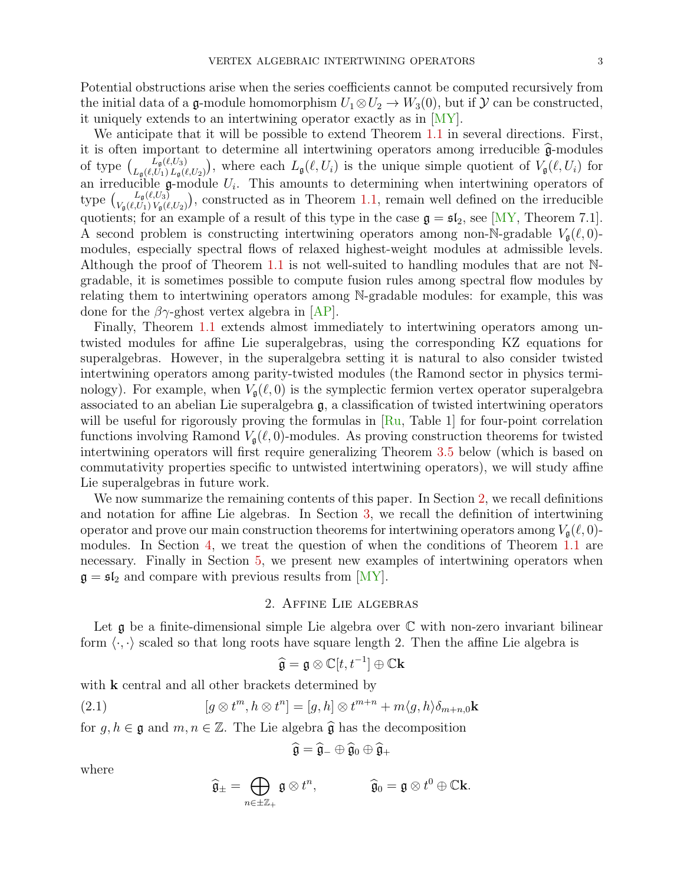Potential obstructions arise when the series coefficients cannot be computed recursively from the initial data of a $\mathfrak{g}$-module homomorphism $U_1 \otimes U_2 \to W_3(0)$, but if $\mathcal{Y}$ can be constructed, it uniquely extends to an intertwining operator exactly as in [MY].

We anticipate that it will be possible to extend Theorem 1.1 in several directions. First, it is often important to determine all intertwining operators among irreducible $\widehat{\mathfrak{g}}$-modules of type $\binom{L_{\mathfrak{g}}(\ell,U_3)}{L_{\mathfrak{g}}(\ell,U_1)\, L_{\mathfrak{g}}(\ell,U_2)}$, where each $L_{\mathfrak{g}}(\ell, U_i)$ is the unique simple quotient of $V_{\mathfrak{g}}(\ell, U_i)$ for an irreducible $\mathfrak{g}$-module $U_i$. This amounts to determining when intertwining operators of type $\binom{L_{\mathfrak{g}}(\ell,U_3)}{V_{\mathfrak{g}}(\ell,U_1)\, V_{\mathfrak{g}}(\ell,U_2)}$, constructed as in Theorem 1.1, remain well defined on the irreducible quotients; for an example of a result of this type in the case $\mathfrak{g} = \mathfrak{sl}_2$, see [MY, Theorem 7.1]. A second problem is constructing intertwining operators among non-$\mathbb{N}$-gradable $V_{\mathfrak{g}}(\ell, 0)$-modules, especially spectral flows of relaxed highest-weight modules at admissible levels. Although the proof of Theorem 1.1 is not well-suited to handling modules that are not $\mathbb{N}$-gradable, it is sometimes possible to compute fusion rules among spectral flow modules by relating them to intertwining operators among $\mathbb{N}$-gradable modules: for example, this was done for the $\beta\gamma$-ghost vertex algebra in [AP].

Finally, Theorem 1.1 extends almost immediately to intertwining operators among untwisted modules for affine Lie superalgebras, using the corresponding KZ equations for superalgebras. However, in the superalgebra setting it is natural to also consider twisted intertwining operators among parity-twisted modules (the Ramond sector in physics terminology). For example, when $V_{\mathfrak{g}}(\ell, 0)$ is the symplectic fermion vertex operator superalgebra associated to an abelian Lie superalgebra $\mathfrak{g}$, a classification of twisted intertwining operators will be useful for rigorously proving the formulas in [Ru, Table 1] for four-point correlation functions involving Ramond $V_{\mathfrak{g}}(\ell, 0)$-modules. As proving construction theorems for twisted intertwining operators will first require generalizing Theorem 3.5 below (which is based on commutativity properties specific to untwisted intertwining operators), we will study affine Lie superalgebras in future work.

We now summarize the remaining contents of this paper. In Section 2, we recall definitions and notation for affine Lie algebras. In Section 3, we recall the definition of intertwining operator and prove our main construction theorems for intertwining operators among $V_{\mathfrak{g}}(\ell, 0)$-modules. In Section 4, we treat the question of when the conditions of Theorem 1.1 are necessary. Finally in Section 5, we present new examples of intertwining operators when $\mathfrak{g} = \mathfrak{sl}_2$ and compare with previous results from [MY].

## 2. Affine Lie algebras

Let $\mathfrak{g}$ be a finite-dimensional simple Lie algebra over $\mathbb{C}$ with non-zero invariant bilinear form $\langle \cdot, \cdot \rangle$ scaled so that long roots have square length 2. Then the affine Lie algebra is

$$\widehat{\mathfrak{g}} = \mathfrak{g} \otimes \mathbb{C}[t, t^{-1}] \oplus \mathbb{C}\mathbf{k}$$

with $\mathbf{k}$ central and all other brackets determined by

$$[g \otimes t^m, h \otimes t^n] = [g, h] \otimes t^{m+n} + m\langle g, h\rangle \delta_{m+n,0}\mathbf{k} \tag{2.1}$$

for $g, h \in \mathfrak{g}$ and $m, n \in \mathbb{Z}$. The Lie algebra $\widehat{\mathfrak{g}}$ has the decomposition

$$\widehat{\mathfrak{g}} = \widehat{\mathfrak{g}}_- \oplus \widehat{\mathfrak{g}}_0 \oplus \widehat{\mathfrak{g}}_+$$

where

$$\widehat{\mathfrak{g}}_\pm = \bigoplus_{n \in \pm\mathbb{Z}_+} \mathfrak{g} \otimes t^n, \qquad \widehat{\mathfrak{g}}_0 = \mathfrak{g} \otimes t^0 \oplus \mathbb{C}\mathbf{k}.$$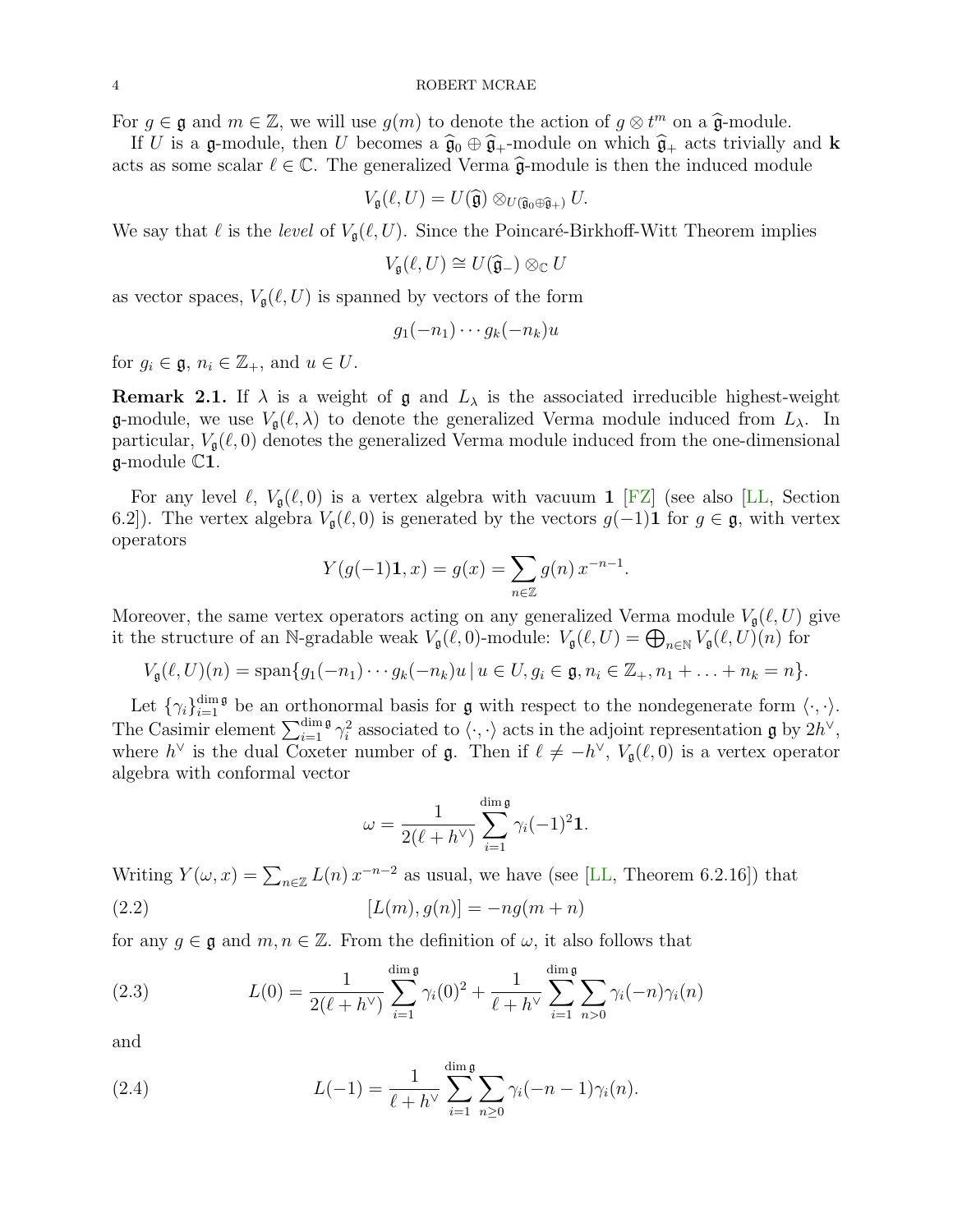For $g \in \mathfrak{g}$ and $m \in \mathbb{Z}$, we will use $g(m)$ to denote the action of $g \otimes t^m$ on a $\widehat{\mathfrak{g}}$-module.

If $U$ is a $\mathfrak{g}$-module, then $U$ becomes a $\widehat{\mathfrak{g}}_0 \oplus \widehat{\mathfrak{g}}_+$-module on which $\widehat{\mathfrak{g}}_+$ acts trivially and $\mathbf{k}$ acts as some scalar $\ell \in \mathbb{C}$. The generalized Verma $\widehat{\mathfrak{g}}$-module is then the induced module

$$V_{\mathfrak{g}}(\ell, U) = U(\widehat{\mathfrak{g}}) \otimes_{U(\widehat{\mathfrak{g}}_0 \oplus \widehat{\mathfrak{g}}_+)} U.$$

We say that $\ell$ is the *level* of $V_{\mathfrak{g}}(\ell, U)$. Since the Poincaré-Birkhoff-Witt Theorem implies

$$V_{\mathfrak{g}}(\ell, U) \cong U(\widehat{\mathfrak{g}}_-) \otimes_{\mathbb{C}} U$$

as vector spaces, $V_{\mathfrak{g}}(\ell, U)$ is spanned by vectors of the form

$$g_1(-n_1) \cdots g_k(-n_k) u$$

for $g_i \in \mathfrak{g}$, $n_i \in \mathbb{Z}_+$, and $u \in U$.

**Remark 2.1.** If $\lambda$ is a weight of $\mathfrak{g}$ and $L_\lambda$ is the associated irreducible highest-weight $\mathfrak{g}$-module, we use $V_{\mathfrak{g}}(\ell, \lambda)$ to denote the generalized Verma module induced from $L_\lambda$. In particular, $V_{\mathfrak{g}}(\ell, 0)$ denotes the generalized Verma module induced from the one-dimensional $\mathfrak{g}$-module $\mathbb{C}\mathbf{1}$.

For any level $\ell$, $V_{\mathfrak{g}}(\ell, 0)$ is a vertex algebra with vacuum $\mathbf{1}$ [FZ] (see also [LL, Section 6.2]). The vertex algebra $V_{\mathfrak{g}}(\ell, 0)$ is generated by the vectors $g(-1)\mathbf{1}$ for $g \in \mathfrak{g}$, with vertex operators

$$Y(g(-1)\mathbf{1}, x) = g(x) = \sum_{n \in \mathbb{Z}} g(n)\, x^{-n-1}.$$

Moreover, the same vertex operators acting on any generalized Verma module $V_{\mathfrak{g}}(\ell, U)$ give it the structure of an $\mathbb{N}$-gradable weak $V_{\mathfrak{g}}(\ell, 0)$-module: $V_{\mathfrak{g}}(\ell, U) = \bigoplus_{n \in \mathbb{N}} V_{\mathfrak{g}}(\ell, U)(n)$ for

$$V_{\mathfrak{g}}(\ell, U)(n) = \mathrm{span}\{g_1(-n_1) \cdots g_k(-n_k)u \mid u \in U, g_i \in \mathfrak{g}, n_i \in \mathbb{Z}_+, n_1 + \ldots + n_k = n\}.$$

Let $\{\gamma_i\}_{i=1}^{\dim \mathfrak{g}}$ be an orthonormal basis for $\mathfrak{g}$ with respect to the nondegenerate form $\langle \cdot, \cdot \rangle$. The Casimir element $\sum_{i=1}^{\dim \mathfrak{g}} \gamma_i^2$ associated to $\langle \cdot, \cdot \rangle$ acts in the adjoint representation $\mathfrak{g}$ by $2h^\vee$, where $h^\vee$ is the dual Coxeter number of $\mathfrak{g}$. Then if $\ell \neq -h^\vee$, $V_{\mathfrak{g}}(\ell, 0)$ is a vertex operator algebra with conformal vector

$$\omega = \frac{1}{2(\ell + h^\vee)} \sum_{i=1}^{\dim \mathfrak{g}} \gamma_i(-1)^2 \mathbf{1}.$$

Writing $Y(\omega, x) = \sum_{n \in \mathbb{Z}} L(n)\, x^{-n-2}$ as usual, we have (see [LL, Theorem 6.2.16]) that

$$[L(m), g(n)] = -n g(m+n) \tag{2.2}$$

for any $g \in \mathfrak{g}$ and $m, n \in \mathbb{Z}$. From the definition of $\omega$, it also follows that

$$L(0) = \frac{1}{2(\ell + h^\vee)} \sum_{i=1}^{\dim \mathfrak{g}} \gamma_i(0)^2 + \frac{1}{\ell + h^\vee} \sum_{i=1}^{\dim \mathfrak{g}} \sum_{n > 0} \gamma_i(-n)\gamma_i(n) \tag{2.3}$$

and

$$L(-1) = \frac{1}{\ell + h^\vee} \sum_{i=1}^{\dim \mathfrak{g}} \sum_{n \geq 0} \gamma_i(-n-1)\gamma_i(n). \tag{2.4}$$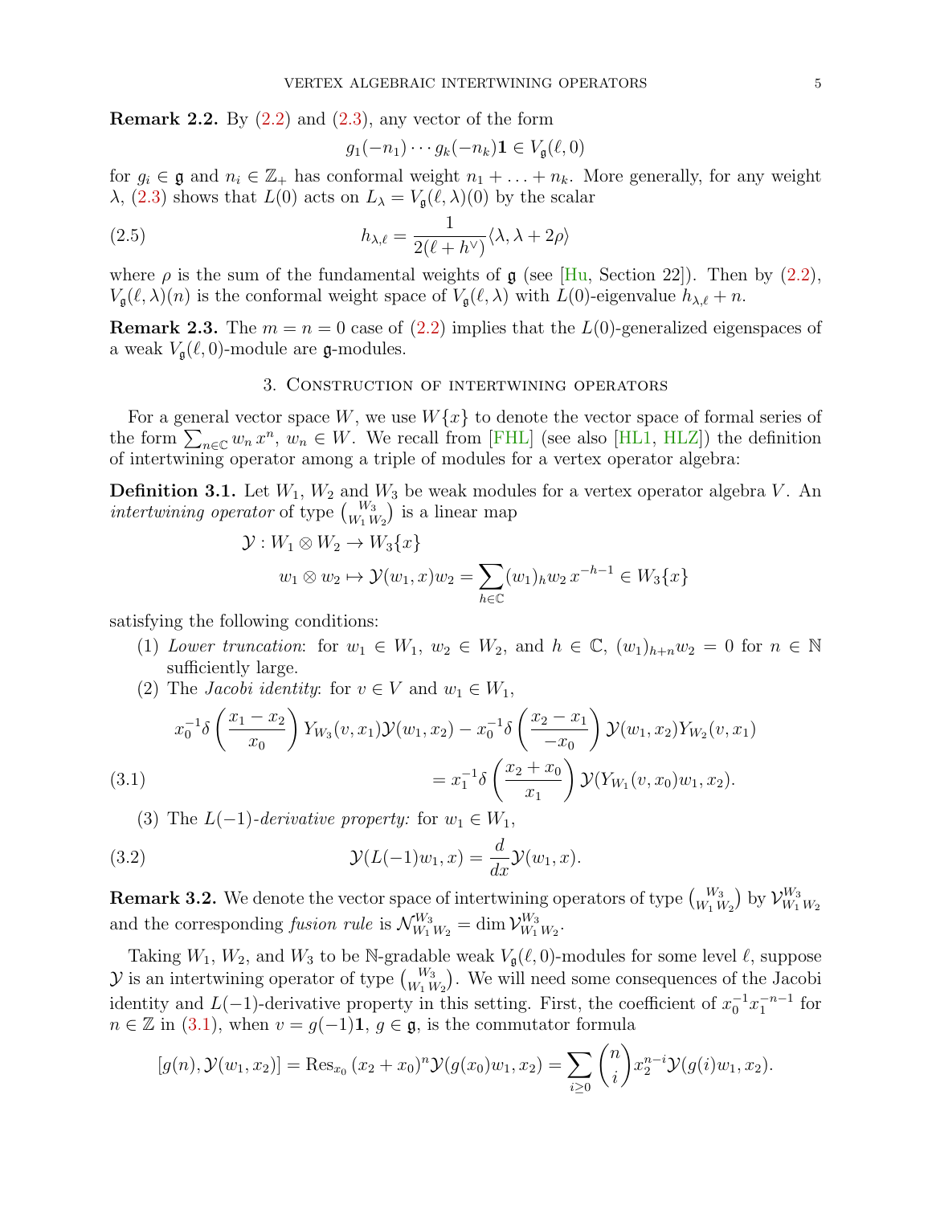**Remark 2.2.** By (2.2) and (2.3), any vector of the form

$$g_1(-n_1)\cdots g_k(-n_k)\mathbf{1} \in V_{\mathfrak{g}}(\ell, 0)$$

for $g_i \in \mathfrak{g}$ and $n_i \in \mathbb{Z}_+$ has conformal weight $n_1 + \ldots + n_k$. More generally, for any weight $\lambda$, (2.3) shows that $L(0)$ acts on $L_\lambda = V_{\mathfrak{g}}(\ell, \lambda)(0)$ by the scalar

$$h_{\lambda,\ell} = \frac{1}{2(\ell + h^\vee)}\langle \lambda, \lambda + 2\rho\rangle \tag{2.5}$$

where $\rho$ is the sum of the fundamental weights of $\mathfrak{g}$ (see [Hu, Section 22]). Then by (2.2), $V_{\mathfrak{g}}(\ell, \lambda)(n)$ is the conformal weight space of $V_{\mathfrak{g}}(\ell, \lambda)$ with $L(0)$-eigenvalue $h_{\lambda,\ell} + n$.

**Remark 2.3.** The $m = n = 0$ case of (2.2) implies that the $L(0)$-generalized eigenspaces of a weak $V_{\mathfrak{g}}(\ell, 0)$-module are $\mathfrak{g}$-modules.

## 3. Construction of intertwining operators

For a general vector space $W$, we use $W\{x\}$ to denote the vector space of formal series of the form $\sum_{n\in\mathbb{C}} w_n\, x^n$, $w_n \in W$. We recall from [FHL] (see also [HL1, HLZ]) the definition of intertwining operator among a triple of modules for a vertex operator algebra:

**Definition 3.1.** Let $W_1$, $W_2$ and $W_3$ be weak modules for a vertex operator algebra $V$. An *intertwining operator* of type $\binom{W_3}{W_1\, W_2}$ is a linear map

$$\mathcal{Y} : W_1 \otimes W_2 \to W_3\{x\}$$
$$w_1 \otimes w_2 \mapsto \mathcal{Y}(w_1, x)w_2 = \sum_{h\in\mathbb{C}} (w_1)_h w_2\, x^{-h-1} \in W_3\{x\}$$

satisfying the following conditions:

1. *Lower truncation*: for $w_1 \in W_1$, $w_2 \in W_2$, and $h \in \mathbb{C}$, $(w_1)_{h+n} w_2 = 0$ for $n \in \mathbb{N}$ sufficiently large.
2. The *Jacobi identity*: for $v \in V$ and $w_1 \in W_1$,

$$x_0^{-1}\delta\left(\frac{x_1 - x_2}{x_0}\right) Y_{W_3}(v, x_1)\mathcal{Y}(w_1, x_2) - x_0^{-1}\delta\left(\frac{x_2 - x_1}{-x_0}\right)\mathcal{Y}(w_1, x_2)Y_{W_2}(v, x_1)$$
$$= x_1^{-1}\delta\left(\frac{x_2 + x_0}{x_1}\right)\mathcal{Y}(Y_{W_1}(v, x_0)w_1, x_2). \tag{3.1}$$

3. The $L(-1)$*-derivative property:* for $w_1 \in W_1$,

$$\mathcal{Y}(L(-1)w_1, x) = \frac{d}{dx}\mathcal{Y}(w_1, x). \tag{3.2}$$

**Remark 3.2.** We denote the vector space of intertwining operators of type $\binom{W_3}{W_1\, W_2}$ by $\mathcal{V}^{W_3}_{W_1\, W_2}$ and the corresponding *fusion rule* is $\mathcal{N}^{W_3}_{W_1\, W_2} = \dim \mathcal{V}^{W_3}_{W_1\, W_2}$.

Taking $W_1$, $W_2$, and $W_3$ to be $\mathbb{N}$-gradable weak $V_{\mathfrak{g}}(\ell, 0)$-modules for some level $\ell$, suppose $\mathcal{Y}$ is an intertwining operator of type $\binom{W_3}{W_1\, W_2}$. We will need some consequences of the Jacobi identity and $L(-1)$-derivative property in this setting. First, the coefficient of $x_0^{-1}x_1^{-n-1}$ for $n \in \mathbb{Z}$ in (3.1), when $v = g(-1)\mathbf{1}$, $g \in \mathfrak{g}$, is the commutator formula

$$[g(n), \mathcal{Y}(w_1, x_2)] = \mathrm{Res}_{x_0}\,(x_2 + x_0)^n \mathcal{Y}(g(x_0)w_1, x_2) = \sum_{i\geq 0}\binom{n}{i} x_2^{n-i}\mathcal{Y}(g(i)w_1, x_2).$$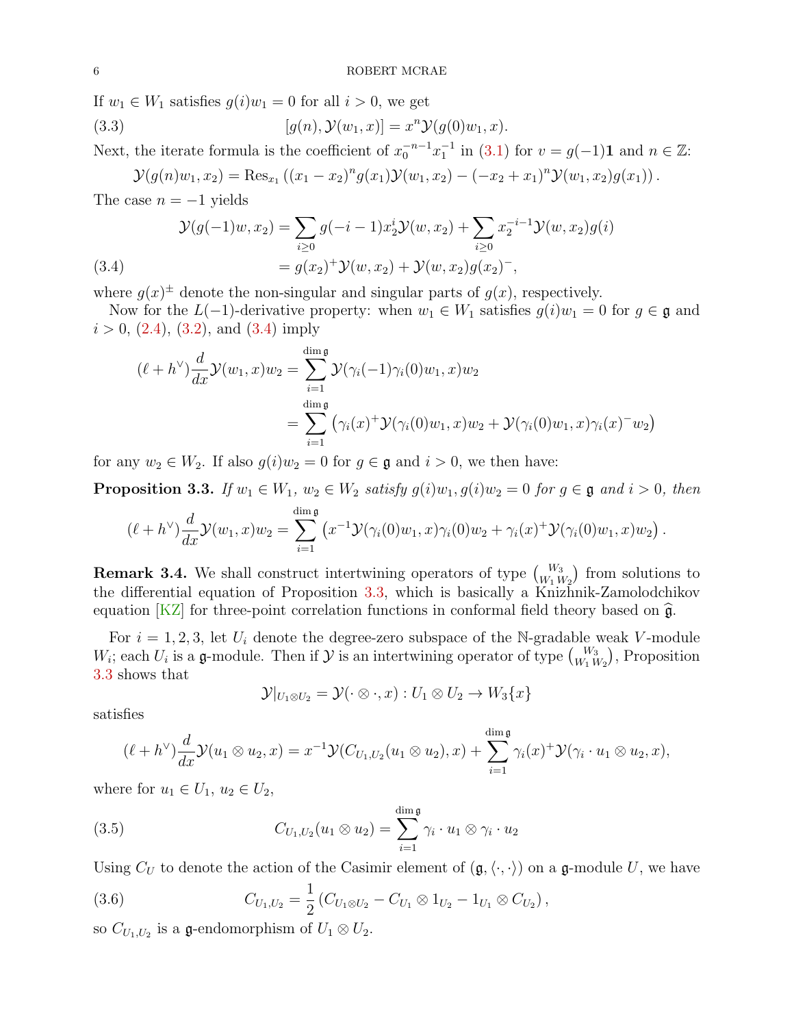If $w_1 \in W_1$ satisfies $g(i)w_1 = 0$ for all $i > 0$, we get

$$[g(n), \mathcal{Y}(w_1, x)] = x^n \mathcal{Y}(g(0)w_1, x). \tag{3.3}$$

Next, the iterate formula is the coefficient of $x_0^{-n-1}x_1^{-1}$ in (3.1) for $v = g(-1)\mathbf{1}$ and $n \in \mathbb{Z}$:

$$\mathcal{Y}(g(n)w_1, x_2) = \mathrm{Res}_{x_1} \left( (x_1 - x_2)^n g(x_1)\mathcal{Y}(w_1, x_2) - (-x_2 + x_1)^n \mathcal{Y}(w_1, x_2) g(x_1) \right).$$

The case $n = -1$ yields

$$\begin{aligned} \mathcal{Y}(g(-1)w, x_2) &= \sum_{i \geq 0} g(-i-1)x_2^i \mathcal{Y}(w, x_2) + \sum_{i \geq 0} x_2^{-i-1} \mathcal{Y}(w, x_2) g(i) \\ &= g(x_2)^+ \mathcal{Y}(w, x_2) + \mathcal{Y}(w, x_2) g(x_2)^-, \end{aligned} \tag{3.4}$$

where $g(x)^\pm$ denote the non-singular and singular parts of $g(x)$, respectively.

Now for the $L(-1)$-derivative property: when $w_1 \in W_1$ satisfies $g(i)w_1 = 0$ for $g \in \mathfrak{g}$ and $i > 0$, (2.4), (3.2), and (3.4) imply

$$\begin{aligned} (\ell + h^\vee) \frac{d}{dx} \mathcal{Y}(w_1, x) w_2 &= \sum_{i=1}^{\dim \mathfrak{g}} \mathcal{Y}(\gamma_i(-1)\gamma_i(0)w_1, x) w_2 \\ &= \sum_{i=1}^{\dim \mathfrak{g}} \left( \gamma_i(x)^+ \mathcal{Y}(\gamma_i(0)w_1, x) w_2 + \mathcal{Y}(\gamma_i(0)w_1, x)\gamma_i(x)^- w_2 \right) \end{aligned}$$

for any $w_2 \in W_2$. If also $g(i)w_2 = 0$ for $g \in \mathfrak{g}$ and $i > 0$, we then have:

**Proposition 3.3.** *If $w_1 \in W_1$, $w_2 \in W_2$ satisfy $g(i)w_1, g(i)w_2 = 0$ for $g \in \mathfrak{g}$ and $i > 0$, then*

$$(\ell + h^\vee) \frac{d}{dx} \mathcal{Y}(w_1, x) w_2 = \sum_{i=1}^{\dim \mathfrak{g}} \left( x^{-1} \mathcal{Y}(\gamma_i(0)w_1, x)\gamma_i(0) w_2 + \gamma_i(x)^+ \mathcal{Y}(\gamma_i(0)w_1, x) w_2 \right).$$

**Remark 3.4.** We shall construct intertwining operators of type $\binom{W_3}{W_1\, W_2}$ from solutions to the differential equation of Proposition 3.3, which is basically a Knizhnik-Zamolodchikov equation [KZ] for three-point correlation functions in conformal field theory based on $\widehat{\mathfrak{g}}$.

For $i = 1, 2, 3$, let $U_i$ denote the degree-zero subspace of the $\mathbb{N}$-gradable weak $V$-module $W_i$; each $U_i$ is a $\mathfrak{g}$-module. Then if $\mathcal{Y}$ is an intertwining operator of type $\binom{W_3}{W_1\, W_2}$, Proposition 3.3 shows that

$$\mathcal{Y}|_{U_1 \otimes U_2} = \mathcal{Y}(\cdot \otimes \cdot, x) : U_1 \otimes U_2 \to W_3\{x\}$$

satisfies

$$(\ell + h^\vee) \frac{d}{dx} \mathcal{Y}(u_1 \otimes u_2, x) = x^{-1} \mathcal{Y}(C_{U_1, U_2}(u_1 \otimes u_2), x) + \sum_{i=1}^{\dim \mathfrak{g}} \gamma_i(x)^+ \mathcal{Y}(\gamma_i \cdot u_1 \otimes u_2, x),$$

where for $u_1 \in U_1$, $u_2 \in U_2$,

$$C_{U_1, U_2}(u_1 \otimes u_2) = \sum_{i=1}^{\dim \mathfrak{g}} \gamma_i \cdot u_1 \otimes \gamma_i \cdot u_2 \tag{3.5}$$

Using $C_U$ to denote the action of the Casimir element of $(\mathfrak{g}, \langle \cdot, \cdot \rangle)$ on a $\mathfrak{g}$-module $U$, we have

$$C_{U_1, U_2} = \frac{1}{2} \left( C_{U_1 \otimes U_2} - C_{U_1} \otimes 1_{U_2} - 1_{U_1} \otimes C_{U_2} \right), \tag{3.6}$$

so $C_{U_1, U_2}$ is a $\mathfrak{g}$-endomorphism of $U_1 \otimes U_2$.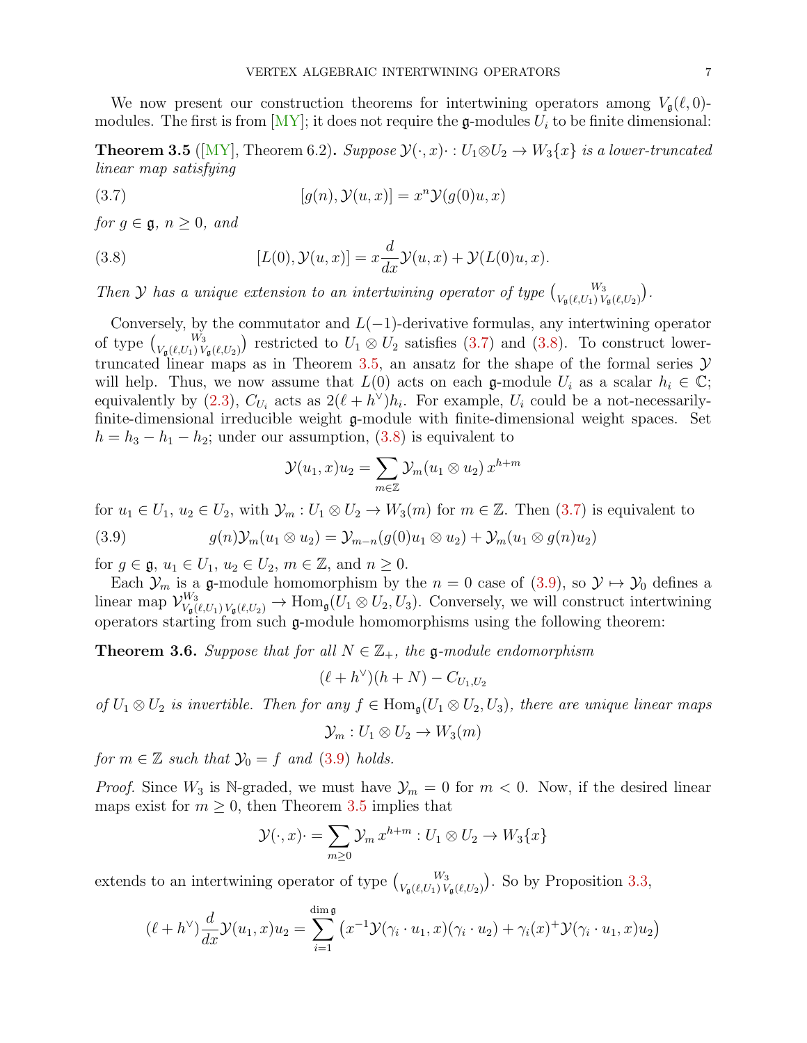We now present our construction theorems for intertwining operators among $V_{\mathfrak{g}}(\ell, 0)$-modules. The first is from [MY]; it does not require the $\mathfrak{g}$-modules $U_i$ to be finite dimensional:

**Theorem 3.5** ([MY], Theorem 6.2)**.** *Suppose $\mathcal{Y}(\cdot, x)\cdot : U_1 \otimes U_2 \to W_3\{x\}$ is a lower-truncated linear map satisfying*

$$[g(n), \mathcal{Y}(u, x)] = x^n \mathcal{Y}(g(0)u, x) \tag{3.7}$$

*for $g \in \mathfrak{g}$, $n \geq 0$, and*

$$[L(0), \mathcal{Y}(u, x)] = x\frac{d}{dx}\mathcal{Y}(u, x) + \mathcal{Y}(L(0)u, x). \tag{3.8}$$

*Then $\mathcal{Y}$ has a unique extension to an intertwining operator of type $\binom{W_3}{V_{\mathfrak{g}}(\ell,U_1)\, V_{\mathfrak{g}}(\ell,U_2)}$.*

Conversely, by the commutator and $L(-1)$-derivative formulas, any intertwining operator of type $\binom{W_3}{V_{\mathfrak{g}}(\ell,U_1)\, V_{\mathfrak{g}}(\ell,U_2)}$ restricted to $U_1 \otimes U_2$ satisfies (3.7) and (3.8). To construct lower-truncated linear maps as in Theorem 3.5, an ansatz for the shape of the formal series $\mathcal{Y}$ will help. Thus, we now assume that $L(0)$ acts on each $\mathfrak{g}$-module $U_i$ as a scalar $h_i \in \mathbb{C}$; equivalently by (2.3), $C_{U_i}$ acts as $2(\ell + h^\vee)h_i$. For example, $U_i$ could be a not-necessarily-finite-dimensional irreducible weight $\mathfrak{g}$-module with finite-dimensional weight spaces. Set $h = h_3 - h_1 - h_2$; under our assumption, (3.8) is equivalent to

$$\mathcal{Y}(u_1, x)u_2 = \sum_{m\in\mathbb{Z}} \mathcal{Y}_m(u_1 \otimes u_2)\, x^{h+m}$$

for $u_1 \in U_1$, $u_2 \in U_2$, with $\mathcal{Y}_m : U_1 \otimes U_2 \to W_3(m)$ for $m \in \mathbb{Z}$. Then (3.7) is equivalent to

$$g(n)\mathcal{Y}_m(u_1 \otimes u_2) = \mathcal{Y}_{m-n}(g(0)u_1 \otimes u_2) + \mathcal{Y}_m(u_1 \otimes g(n)u_2) \tag{3.9}$$

for $g \in \mathfrak{g}$, $u_1 \in U_1$, $u_2 \in U_2$, $m \in \mathbb{Z}$, and $n \geq 0$.

Each $\mathcal{Y}_m$ is a $\mathfrak{g}$-module homomorphism by the $n = 0$ case of (3.9), so $\mathcal{Y} \mapsto \mathcal{Y}_0$ defines a linear map $\mathcal{V}^{W_3}_{V_{\mathfrak{g}}(\ell,U_1)\, V_{\mathfrak{g}}(\ell,U_2)} \to \mathrm{Hom}_{\mathfrak{g}}(U_1 \otimes U_2, U_3)$. Conversely, we will construct intertwining operators starting from such $\mathfrak{g}$-module homomorphisms using the following theorem:

**Theorem 3.6.** *Suppose that for all $N \in \mathbb{Z}_+$, the $\mathfrak{g}$-module endomorphism*

$$(\ell + h^\vee)(h + N) - C_{U_1,U_2}$$

*of $U_1 \otimes U_2$ is invertible. Then for any $f \in \mathrm{Hom}_{\mathfrak{g}}(U_1 \otimes U_2, U_3)$, there are unique linear maps*

$$\mathcal{Y}_m : U_1 \otimes U_2 \to W_3(m)$$

*for $m \in \mathbb{Z}$ such that $\mathcal{Y}_0 = f$ and (3.9) holds.*

*Proof.* Since $W_3$ is $\mathbb{N}$-graded, we must have $\mathcal{Y}_m = 0$ for $m < 0$. Now, if the desired linear maps exist for $m \geq 0$, then Theorem 3.5 implies that

$$\mathcal{Y}(\cdot, x)\cdot = \sum_{m\geq 0} \mathcal{Y}_m\, x^{h+m} : U_1 \otimes U_2 \to W_3\{x\}$$

extends to an intertwining operator of type $\binom{W_3}{V_{\mathfrak{g}}(\ell,U_1)\, V_{\mathfrak{g}}(\ell,U_2)}$. So by Proposition 3.3,

$$(\ell + h^\vee)\frac{d}{dx}\mathcal{Y}(u_1, x)u_2 = \sum_{i=1}^{\dim\mathfrak{g}} \left( x^{-1}\mathcal{Y}(\gamma_i \cdot u_1, x)(\gamma_i \cdot u_2) + \gamma_i(x)^+ \mathcal{Y}(\gamma_i \cdot u_1, x)u_2 \right)$$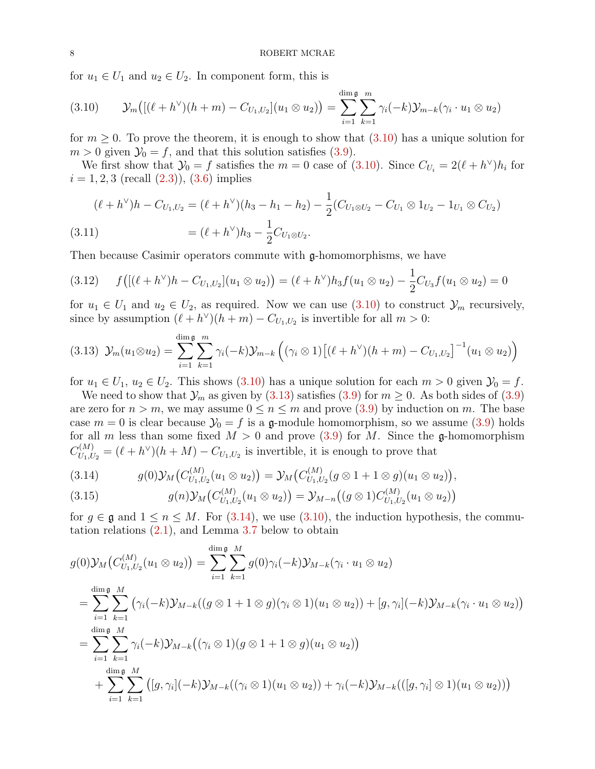for $u_1 \in U_1$ and $u_2 \in U_2$. In component form, this is

$$\mathcal{Y}_m\big([(\ell + h^\vee)(h + m) - C_{U_1,U_2}](u_1 \otimes u_2)\big) = \sum_{i=1}^{\dim \mathfrak{g}} \sum_{k=1}^{m} \gamma_i(-k)\mathcal{Y}_{m-k}(\gamma_i \cdot u_1 \otimes u_2) \tag{3.10}$$

for $m \geq 0$. To prove the theorem, it is enough to show that (3.10) has a unique solution for $m > 0$ given $\mathcal{Y}_0 = f$, and that this solution satisfies (3.9).

We first show that $\mathcal{Y}_0 = f$ satisfies the $m = 0$ case of (3.10). Since $C_{U_i} = 2(\ell + h^\vee)h_i$ for $i = 1, 2, 3$ (recall (2.3)), (3.6) implies

$$\begin{aligned}
(\ell + h^\vee)h - C_{U_1,U_2} &= (\ell + h^\vee)(h_3 - h_1 - h_2) - \frac{1}{2}(C_{U_1\otimes U_2} - C_{U_1} \otimes 1_{U_2} - 1_{U_1} \otimes C_{U_2}) \\
&= (\ell + h^\vee)h_3 - \frac{1}{2}C_{U_1\otimes U_2}. 
\end{aligned} \tag{3.11}$$

Then because Casimir operators commute with $\mathfrak{g}$-homomorphisms, we have

$$f\big([(\ell + h^\vee)h - C_{U_1,U_2}](u_1 \otimes u_2)\big) = (\ell + h^\vee)h_3 f(u_1 \otimes u_2) - \frac{1}{2}C_{U_3} f(u_1 \otimes u_2) = 0 \tag{3.12}$$

for $u_1 \in U_1$ and $u_2 \in U_2$, as required. Now we can use (3.10) to construct $\mathcal{Y}_m$ recursively, since by assumption $(\ell + h^\vee)(h + m) - C_{U_1,U_2}$ is invertible for all $m > 0$:

$$\mathcal{Y}_m(u_1 \otimes u_2) = \sum_{i=1}^{\dim \mathfrak{g}} \sum_{k=1}^{m} \gamma_i(-k)\mathcal{Y}_{m-k}\Big((\gamma_i \otimes 1)\big[(\ell + h^\vee)(h + m) - C_{U_1,U_2}\big]^{-1}(u_1 \otimes u_2)\Big) \tag{3.13}$$

for $u_1 \in U_1$, $u_2 \in U_2$. This shows (3.10) has a unique solution for each $m > 0$ given $\mathcal{Y}_0 = f$.

We need to show that $\mathcal{Y}_m$ as given by (3.13) satisfies (3.9) for $m \geq 0$. As both sides of (3.9) are zero for $n > m$, we may assume $0 \leq n \leq m$ and prove (3.9) by induction on $m$. The base case $m = 0$ is clear because $\mathcal{Y}_0 = f$ is a $\mathfrak{g}$-module homomorphism, so we assume (3.9) holds for all $m$ less than some fixed $M > 0$ and prove (3.9) for $M$. Since the $\mathfrak{g}$-homomorphism $C^{(M)}_{U_1,U_2} = (\ell + h^\vee)(h + M) - C_{U_1,U_2}$ is invertible, it is enough to prove that

$$g(0)\mathcal{Y}_M\big(C^{(M)}_{U_1,U_2}(u_1 \otimes u_2)\big) = \mathcal{Y}_M\big(C^{(M)}_{U_1,U_2}(g \otimes 1 + 1 \otimes g)(u_1 \otimes u_2)\big), \tag{3.14}$$

$$g(n)\mathcal{Y}_M\big(C^{(M)}_{U_1,U_2}(u_1 \otimes u_2)\big) = \mathcal{Y}_{M-n}\big((g \otimes 1)C^{(M)}_{U_1,U_2}(u_1 \otimes u_2)\big) \tag{3.15}$$

for $g \in \mathfrak{g}$ and $1 \leq n \leq M$. For (3.14), we use (3.10), the induction hypothesis, the commutation relations (2.1), and Lemma 3.7 below to obtain

$$\begin{aligned}
g(0)\mathcal{Y}_M\big(C^{(M)}_{U_1,U_2}(u_1 \otimes u_2)\big) &= \sum_{i=1}^{\dim \mathfrak{g}} \sum_{k=1}^{M} g(0)\gamma_i(-k)\mathcal{Y}_{M-k}(\gamma_i \cdot u_1 \otimes u_2) \\
&= \sum_{i=1}^{\dim \mathfrak{g}} \sum_{k=1}^{M} \big(\gamma_i(-k)\mathcal{Y}_{M-k}((g \otimes 1 + 1 \otimes g)(\gamma_i \otimes 1)(u_1 \otimes u_2)) + [g, \gamma_i](-k)\mathcal{Y}_{M-k}(\gamma_i \cdot u_1 \otimes u_2)\big) \\
&= \sum_{i=1}^{\dim \mathfrak{g}} \sum_{k=1}^{M} \gamma_i(-k)\mathcal{Y}_{M-k}\big((\gamma_i \otimes 1)(g \otimes 1 + 1 \otimes g)(u_1 \otimes u_2)\big) \\
&\quad + \sum_{i=1}^{\dim \mathfrak{g}} \sum_{k=1}^{M} \big([g, \gamma_i](-k)\mathcal{Y}_{M-k}((\gamma_i \otimes 1)(u_1 \otimes u_2)) + \gamma_i(-k)\mathcal{Y}_{M-k}(([g, \gamma_i] \otimes 1)(u_1 \otimes u_2))\big)
\end{aligned}$$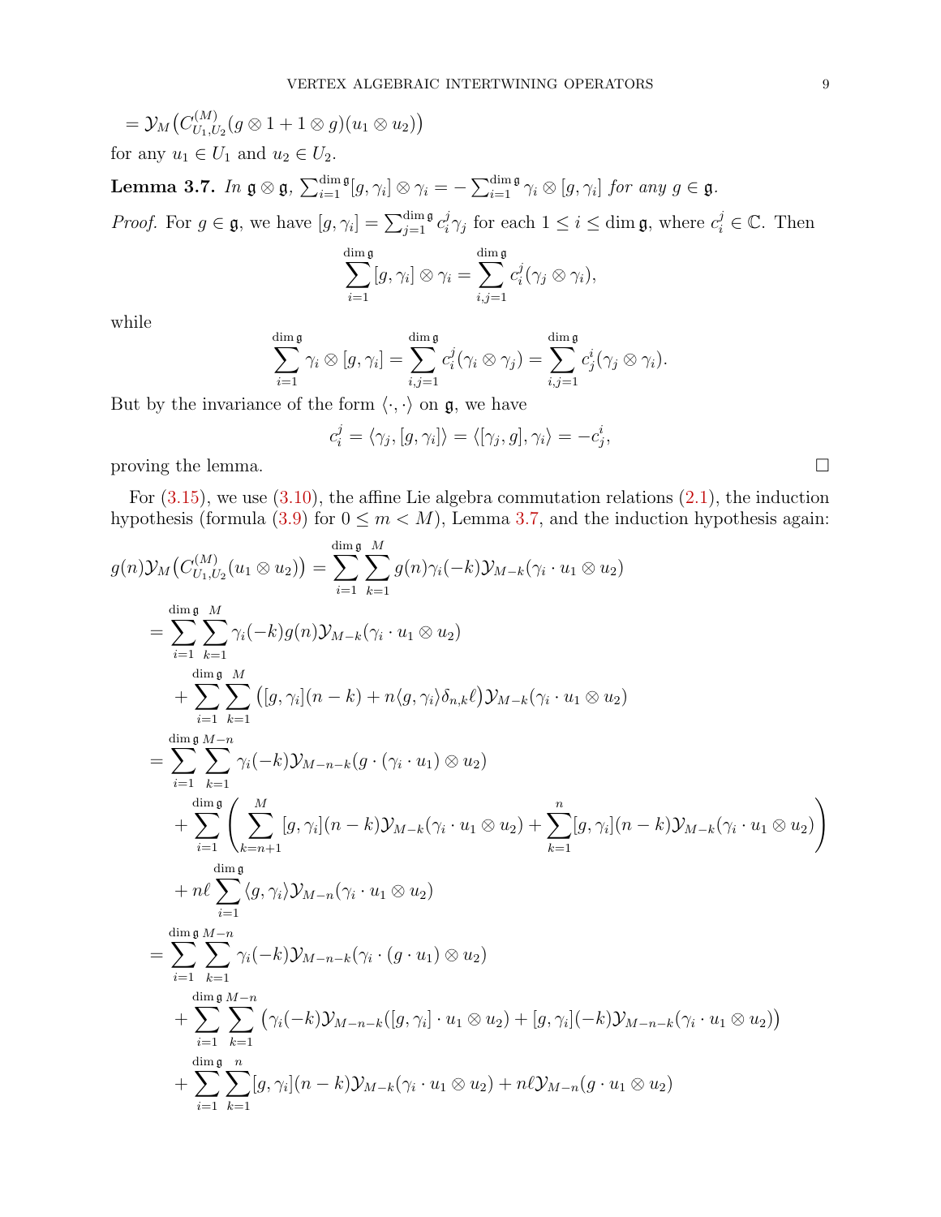$$= \mathcal{Y}_M\big(C^{(M)}_{U_1,U_2}(g\otimes 1 + 1\otimes g)(u_1\otimes u_2)\big)$$

for any $u_1 \in U_1$ and $u_2 \in U_2$.

**Lemma 3.7.** *In $\mathfrak{g}\otimes\mathfrak{g}$, $\sum_{i=1}^{\dim\mathfrak{g}}[g,\gamma_i]\otimes\gamma_i = -\sum_{i=1}^{\dim\mathfrak{g}}\gamma_i\otimes[g,\gamma_i]$ for any $g\in\mathfrak{g}$.*

*Proof.* For $g\in\mathfrak{g}$, we have $[g,\gamma_i] = \sum_{j=1}^{\dim\mathfrak{g}} c_i^j\gamma_j$ for each $1\leq i\leq \dim\mathfrak{g}$, where $c_i^j\in\mathbb{C}$. Then

$$\sum_{i=1}^{\dim\mathfrak{g}}[g,\gamma_i]\otimes\gamma_i = \sum_{i,j=1}^{\dim\mathfrak{g}} c_i^j(\gamma_j\otimes\gamma_i),$$

while

$$\sum_{i=1}^{\dim\mathfrak{g}}\gamma_i\otimes[g,\gamma_i] = \sum_{i,j=1}^{\dim\mathfrak{g}} c_i^j(\gamma_i\otimes\gamma_j) = \sum_{i,j=1}^{\dim\mathfrak{g}} c_j^i(\gamma_j\otimes\gamma_i).$$

But by the invariance of the form $\langle\cdot,\cdot\rangle$ on $\mathfrak{g}$, we have

$$c_i^j = \langle\gamma_j,[g,\gamma_i]\rangle = \langle[\gamma_j,g],\gamma_i\rangle = -c_j^i,$$

proving the lemma. □

For (3.15), we use (3.10), the affine Lie algebra commutation relations (2.1), the induction hypothesis (formula (3.9) for $0\leq m<M$), Lemma 3.7, and the induction hypothesis again:

$$\begin{aligned}
g(n)\mathcal{Y}_M\big(C^{(M)}_{U_1,U_2}(u_1\otimes u_2)\big) &= \sum_{i=1}^{\dim\mathfrak{g}}\sum_{k=1}^{M} g(n)\gamma_i(-k)\mathcal{Y}_{M-k}(\gamma_i\cdot u_1\otimes u_2)\\
&= \sum_{i=1}^{\dim\mathfrak{g}}\sum_{k=1}^{M}\gamma_i(-k)g(n)\mathcal{Y}_{M-k}(\gamma_i\cdot u_1\otimes u_2)\\
&\quad + \sum_{i=1}^{\dim\mathfrak{g}}\sum_{k=1}^{M}\big([g,\gamma_i](n-k) + n\langle g,\gamma_i\rangle\delta_{n,k}\ell\big)\mathcal{Y}_{M-k}(\gamma_i\cdot u_1\otimes u_2)\\
&= \sum_{i=1}^{\dim\mathfrak{g}}\sum_{k=1}^{M-n}\gamma_i(-k)\mathcal{Y}_{M-n-k}(g\cdot(\gamma_i\cdot u_1)\otimes u_2)\\
&\quad + \sum_{i=1}^{\dim\mathfrak{g}}\left(\sum_{k=n+1}^{M}[g,\gamma_i](n-k)\mathcal{Y}_{M-k}(\gamma_i\cdot u_1\otimes u_2) + \sum_{k=1}^{n}[g,\gamma_i](n-k)\mathcal{Y}_{M-k}(\gamma_i\cdot u_1\otimes u_2)\right)\\
&\quad + n\ell\sum_{i=1}^{\dim\mathfrak{g}}\langle g,\gamma_i\rangle\mathcal{Y}_{M-n}(\gamma_i\cdot u_1\otimes u_2)\\
&= \sum_{i=1}^{\dim\mathfrak{g}}\sum_{k=1}^{M-n}\gamma_i(-k)\mathcal{Y}_{M-n-k}(\gamma_i\cdot(g\cdot u_1)\otimes u_2)\\
&\quad + \sum_{i=1}^{\dim\mathfrak{g}}\sum_{k=1}^{M-n}\big(\gamma_i(-k)\mathcal{Y}_{M-n-k}([g,\gamma_i]\cdot u_1\otimes u_2) + [g,\gamma_i](-k)\mathcal{Y}_{M-n-k}(\gamma_i\cdot u_1\otimes u_2)\big)\\
&\quad + \sum_{i=1}^{\dim\mathfrak{g}}\sum_{k=1}^{n}[g,\gamma_i](n-k)\mathcal{Y}_{M-k}(\gamma_i\cdot u_1\otimes u_2) + n\ell\mathcal{Y}_{M-n}(g\cdot u_1\otimes u_2)
\end{aligned}$$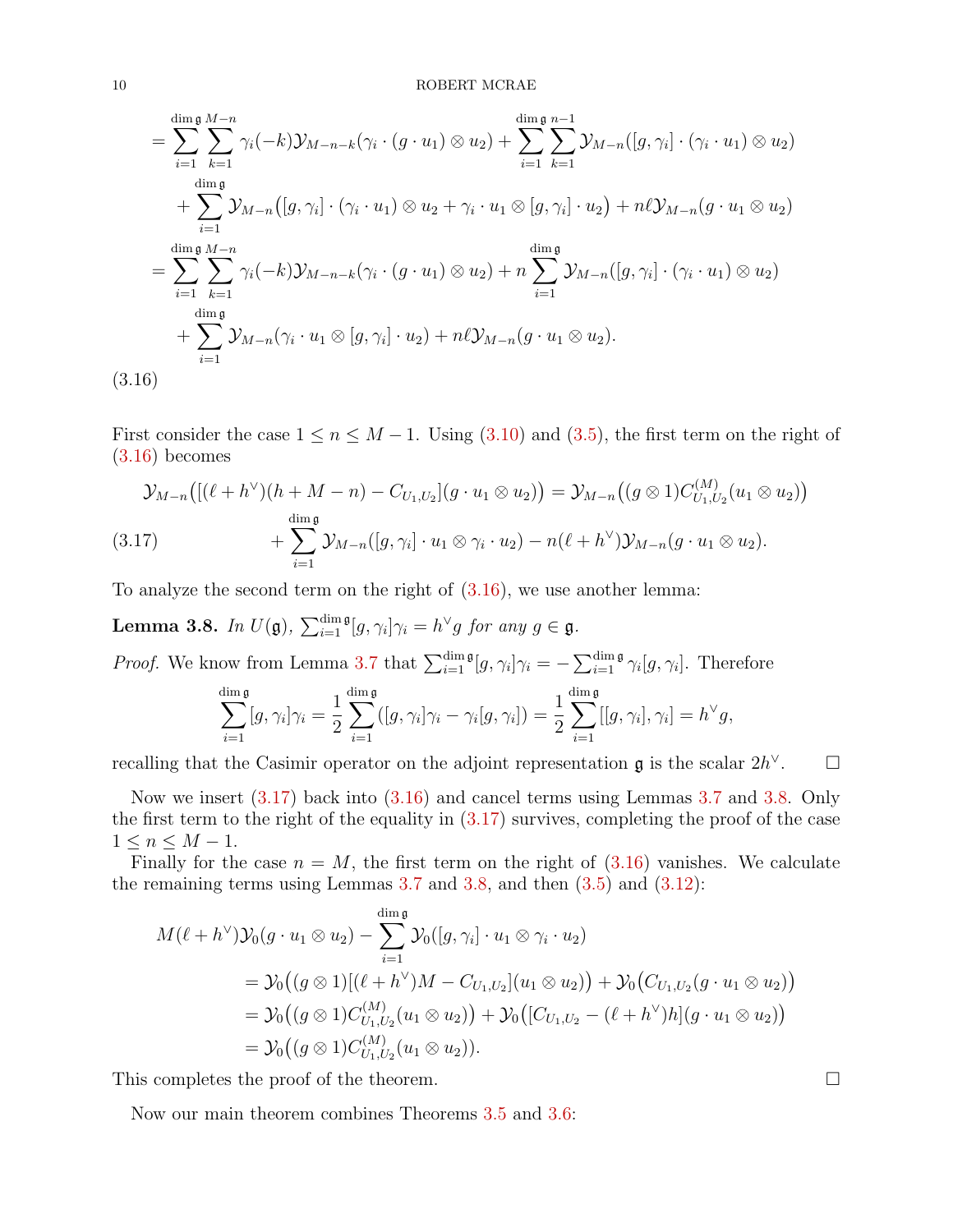$$
\begin{aligned}
&= \sum_{i=1}^{\dim\mathfrak{g}} \sum_{k=1}^{M-n} \gamma_i(-k)\mathcal{Y}_{M-n-k}(\gamma_i\cdot(g\cdot u_1)\otimes u_2) + \sum_{i=1}^{\dim\mathfrak{g}}\sum_{k=1}^{n-1} \mathcal{Y}_{M-n}([g,\gamma_i]\cdot(\gamma_i\cdot u_1)\otimes u_2)\\
&\quad + \sum_{i=1}^{\dim\mathfrak{g}} \mathcal{Y}_{M-n}\big([g,\gamma_i]\cdot(\gamma_i\cdot u_1)\otimes u_2 + \gamma_i\cdot u_1\otimes[g,\gamma_i]\cdot u_2\big) + n\ell\mathcal{Y}_{M-n}(g\cdot u_1\otimes u_2)\\
&= \sum_{i=1}^{\dim\mathfrak{g}} \sum_{k=1}^{M-n} \gamma_i(-k)\mathcal{Y}_{M-n-k}(\gamma_i\cdot(g\cdot u_1)\otimes u_2) + n\sum_{i=1}^{\dim\mathfrak{g}} \mathcal{Y}_{M-n}([g,\gamma_i]\cdot(\gamma_i\cdot u_1)\otimes u_2)\\
&\quad + \sum_{i=1}^{\dim\mathfrak{g}} \mathcal{Y}_{M-n}(\gamma_i\cdot u_1\otimes[g,\gamma_i]\cdot u_2) + n\ell\mathcal{Y}_{M-n}(g\cdot u_1\otimes u_2).
\end{aligned}
\tag{3.16}
$$

First consider the case $1 \leq n \leq M-1$. Using (3.10) and (3.5), the first term on the right of (3.16) becomes

$$
\begin{aligned}
\mathcal{Y}_{M-n}\big([(\ell+h^\vee)(h+M-n) - C_{U_1,U_2}](g\cdot u_1\otimes u_2)\big) &= \mathcal{Y}_{M-n}\big((g\otimes 1)C^{(M)}_{U_1,U_2}(u_1\otimes u_2)\big)\\
&\quad + \sum_{i=1}^{\dim\mathfrak{g}} \mathcal{Y}_{M-n}([g,\gamma_i]\cdot u_1\otimes\gamma_i\cdot u_2) - n(\ell+h^\vee)\mathcal{Y}_{M-n}(g\cdot u_1\otimes u_2).
\end{aligned}
\tag{3.17}
$$

To analyze the second term on the right of (3.16), we use another lemma:

**Lemma 3.8.** *In $U(\mathfrak{g})$, $\sum_{i=1}^{\dim\mathfrak{g}}[g,\gamma_i]\gamma_i = h^\vee g$ for any $g\in\mathfrak{g}$.*

*Proof.* We know from Lemma 3.7 that $\sum_{i=1}^{\dim\mathfrak{g}}[g,\gamma_i]\gamma_i = -\sum_{i=1}^{\dim\mathfrak{g}}\gamma_i[g,\gamma_i]$. Therefore

$$
\sum_{i=1}^{\dim\mathfrak{g}}[g,\gamma_i]\gamma_i = \frac{1}{2}\sum_{i=1}^{\dim\mathfrak{g}}([g,\gamma_i]\gamma_i - \gamma_i[g,\gamma_i]) = \frac{1}{2}\sum_{i=1}^{\dim\mathfrak{g}}[[g,\gamma_i],\gamma_i] = h^\vee g,
$$

recalling that the Casimir operator on the adjoint representation $\mathfrak{g}$ is the scalar $2h^\vee$. $\square$

Now we insert (3.17) back into (3.16) and cancel terms using Lemmas 3.7 and 3.8. Only the first term to the right of the equality in (3.17) survives, completing the proof of the case $1\leq n\leq M-1$.

Finally for the case $n = M$, the first term on the right of (3.16) vanishes. We calculate the remaining terms using Lemmas 3.7 and 3.8, and then (3.5) and (3.12):

$$
\begin{aligned}
M(\ell+h^\vee)\mathcal{Y}_0(g\cdot u_1\otimes u_2) &- \sum_{i=1}^{\dim\mathfrak{g}}\mathcal{Y}_0([g,\gamma_i]\cdot u_1\otimes\gamma_i\cdot u_2)\\
&= \mathcal{Y}_0\big((g\otimes 1)[(\ell+h^\vee)M - C_{U_1,U_2}](u_1\otimes u_2)\big) + \mathcal{Y}_0\big(C_{U_1,U_2}(g\cdot u_1\otimes u_2)\big)\\
&= \mathcal{Y}_0\big((g\otimes 1)C^{(M)}_{U_1,U_2}(u_1\otimes u_2)\big) + \mathcal{Y}_0\big([C_{U_1,U_2} - (\ell+h^\vee)h](g\cdot u_1\otimes u_2)\big)\\
&= \mathcal{Y}_0\big((g\otimes 1)C^{(M)}_{U_1,U_2}(u_1\otimes u_2)\big).
\end{aligned}
$$

This completes the proof of the theorem. $\square$

Now our main theorem combines Theorems 3.5 and 3.6: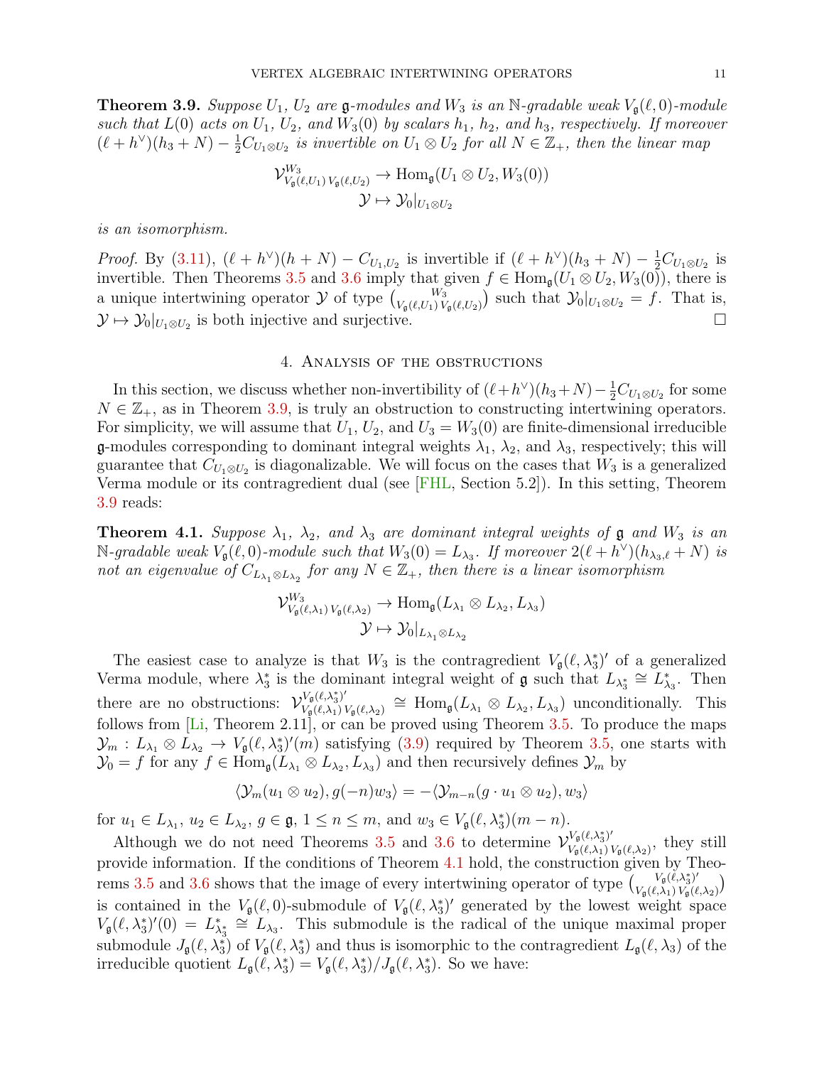**Theorem 3.9.** *Suppose $U_1$, $U_2$ are $\mathfrak{g}$-modules and $W_3$ is an $\mathbb{N}$-gradable weak $V_{\mathfrak{g}}(\ell,0)$-module such that $L(0)$ acts on $U_1$, $U_2$, and $W_3(0)$ by scalars $h_1$, $h_2$, and $h_3$, respectively. If moreover $(\ell+h^\vee)(h_3+N)-\frac{1}{2}C_{U_1\otimes U_2}$ is invertible on $U_1\otimes U_2$ for all $N\in\mathbb{Z}_+$, then the linear map*

$$\mathcal{V}^{W_3}_{V_{\mathfrak{g}}(\ell,U_1)\,V_{\mathfrak{g}}(\ell,U_2)}\to \mathrm{Hom}_{\mathfrak{g}}(U_1\otimes U_2, W_3(0))$$
$$\mathcal{Y}\mapsto \mathcal{Y}_0|_{U_1\otimes U_2}$$

*is an isomorphism.*

*Proof.* By (3.11), $(\ell+h^\vee)(h+N)-C_{U_1,U_2}$ is invertible if $(\ell+h^\vee)(h_3+N)-\frac{1}{2}C_{U_1\otimes U_2}$ is invertible. Then Theorems 3.5 and 3.6 imply that given $f\in\mathrm{Hom}_{\mathfrak{g}}(U_1\otimes U_2, W_3(0))$, there is a unique intertwining operator $\mathcal{Y}$ of type $\binom{W_3}{V_{\mathfrak{g}}(\ell,U_1)\,V_{\mathfrak{g}}(\ell,U_2)}$ such that $\mathcal{Y}_0|_{U_1\otimes U_2}=f$. That is, $\mathcal{Y}\mapsto\mathcal{Y}_0|_{U_1\otimes U_2}$ is both injective and surjective. $\square$

## 4. Analysis of the obstructions

In this section, we discuss whether non-invertibility of $(\ell+h^\vee)(h_3+N)-\frac{1}{2}C_{U_1\otimes U_2}$ for some $N\in\mathbb{Z}_+$, as in Theorem 3.9, is truly an obstruction to constructing intertwining operators. For simplicity, we will assume that $U_1$, $U_2$, and $U_3=W_3(0)$ are finite-dimensional irreducible $\mathfrak{g}$-modules corresponding to dominant integral weights $\lambda_1$, $\lambda_2$, and $\lambda_3$, respectively; this will guarantee that $C_{U_1\otimes U_2}$ is diagonalizable. We will focus on the cases that $W_3$ is a generalized Verma module or its contragredient dual (see [FHL, Section 5.2]). In this setting, Theorem 3.9 reads:

**Theorem 4.1.** *Suppose $\lambda_1$, $\lambda_2$, and $\lambda_3$ are dominant integral weights of $\mathfrak{g}$ and $W_3$ is an $\mathbb{N}$-gradable weak $V_{\mathfrak{g}}(\ell,0)$-module such that $W_3(0)=L_{\lambda_3}$. If moreover $2(\ell+h^\vee)(h_{\lambda_3,\ell}+N)$ is not an eigenvalue of $C_{L_{\lambda_1}\otimes L_{\lambda_2}}$ for any $N\in\mathbb{Z}_+$, then there is a linear isomorphism*

$$\mathcal{V}^{W_3}_{V_{\mathfrak{g}}(\ell,\lambda_1)\,V_{\mathfrak{g}}(\ell,\lambda_2)}\to \mathrm{Hom}_{\mathfrak{g}}(L_{\lambda_1}\otimes L_{\lambda_2}, L_{\lambda_3})$$
$$\mathcal{Y}\mapsto \mathcal{Y}_0|_{L_{\lambda_1}\otimes L_{\lambda_2}}$$

The easiest case to analyze is that $W_3$ is the contragredient $V_{\mathfrak{g}}(\ell,\lambda_3^*)'$ of a generalized Verma module, where $\lambda_3^*$ is the dominant integral weight of $\mathfrak{g}$ such that $L_{\lambda_3^*}\cong L_{\lambda_3}^*$. Then there are no obstructions: $\mathcal{V}^{V_{\mathfrak{g}}(\ell,\lambda_3^*)'}_{V_{\mathfrak{g}}(\ell,\lambda_1)\,V_{\mathfrak{g}}(\ell,\lambda_2)}\cong\mathrm{Hom}_{\mathfrak{g}}(L_{\lambda_1}\otimes L_{\lambda_2}, L_{\lambda_3})$ unconditionally. This follows from [Li, Theorem 2.11], or can be proved using Theorem 3.5. To produce the maps $\mathcal{Y}_m: L_{\lambda_1}\otimes L_{\lambda_2}\to V_{\mathfrak{g}}(\ell,\lambda_3^*)'(m)$ satisfying (3.9) required by Theorem 3.5, one starts with $\mathcal{Y}_0=f$ for any $f\in\mathrm{Hom}_{\mathfrak{g}}(L_{\lambda_1}\otimes L_{\lambda_2}, L_{\lambda_3})$ and then recursively defines $\mathcal{Y}_m$ by

$$\langle\mathcal{Y}_m(u_1\otimes u_2), g(-n)w_3\rangle = -\langle\mathcal{Y}_{m-n}(g\cdot u_1\otimes u_2), w_3\rangle$$

for $u_1\in L_{\lambda_1}$, $u_2\in L_{\lambda_2}$, $g\in\mathfrak{g}$, $1\leq n\leq m$, and $w_3\in V_{\mathfrak{g}}(\ell,\lambda_3^*)(m-n)$.

Although we do not need Theorems 3.5 and 3.6 to determine $\mathcal{V}^{V_{\mathfrak{g}}(\ell,\lambda_3^*)'}_{V_{\mathfrak{g}}(\ell,\lambda_1)\,V_{\mathfrak{g}}(\ell,\lambda_2)}$, they still provide information. If the conditions of Theorem 4.1 hold, the construction given by Theorems 3.5 and 3.6 shows that the image of every intertwining operator of type $\binom{V_{\mathfrak{g}}(\ell,\lambda_3^*)'}{V_{\mathfrak{g}}(\ell,\lambda_1)\,V_{\mathfrak{g}}(\ell,\lambda_2)}$ is contained in the $V_{\mathfrak{g}}(\ell,0)$-submodule of $V_{\mathfrak{g}}(\ell,\lambda_3^*)'$ generated by the lowest weight space $V_{\mathfrak{g}}(\ell,\lambda_3^*)'(0)=L_{\lambda_3^*}^*\cong L_{\lambda_3}$. This submodule is the radical of the unique maximal proper submodule $J_{\mathfrak{g}}(\ell,\lambda_3^*)$ of $V_{\mathfrak{g}}(\ell,\lambda_3^*)$ and thus is isomorphic to the contragredient $L_{\mathfrak{g}}(\ell,\lambda_3)$ of the irreducible quotient $L_{\mathfrak{g}}(\ell,\lambda_3^*)=V_{\mathfrak{g}}(\ell,\lambda_3^*)/J_{\mathfrak{g}}(\ell,\lambda_3^*)$. So we have: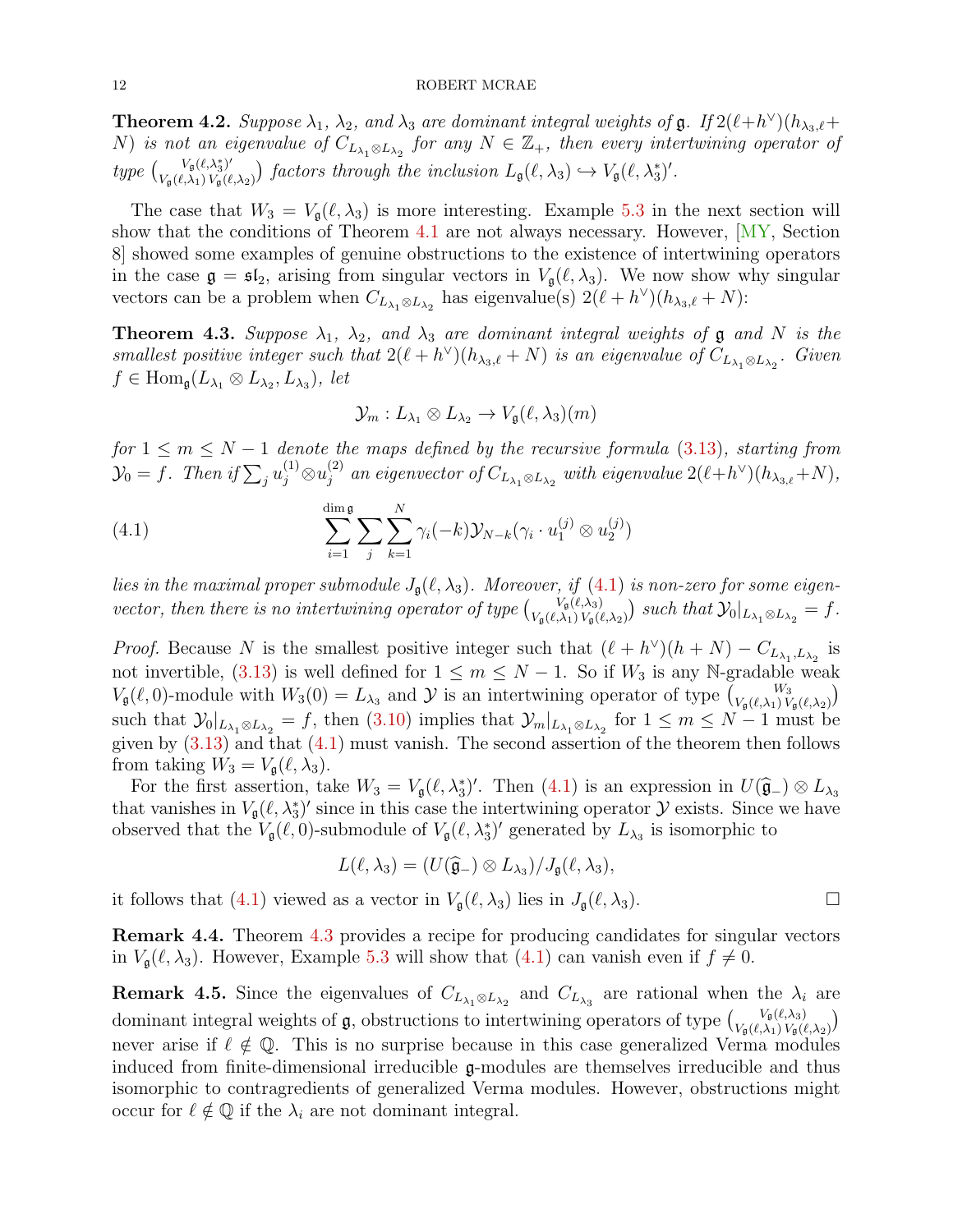**Theorem 4.2.** *Suppose $\lambda_1$, $\lambda_2$, and $\lambda_3$ are dominant integral weights of $\mathfrak{g}$. If $2(\ell+h^\vee)(h_{\lambda_3,\ell}+N)$ is not an eigenvalue of $C_{L_{\lambda_1}\otimes L_{\lambda_2}}$ for any $N\in\mathbb{Z}_+$, then every intertwining operator of type $\binom{V_\mathfrak{g}(\ell,\lambda_3^*)'}{V_\mathfrak{g}(\ell,\lambda_1)\,V_\mathfrak{g}(\ell,\lambda_2)}$ factors through the inclusion $L_\mathfrak{g}(\ell,\lambda_3)\hookrightarrow V_\mathfrak{g}(\ell,\lambda_3^*)'$.*

The case that $W_3 = V_\mathfrak{g}(\ell,\lambda_3)$ is more interesting. Example 5.3 in the next section will show that the conditions of Theorem 4.1 are not always necessary. However, [MY, Section 8] showed some examples of genuine obstructions to the existence of intertwining operators in the case $\mathfrak{g}=\mathfrak{sl}_2$, arising from singular vectors in $V_\mathfrak{g}(\ell,\lambda_3)$. We now show why singular vectors can be a problem when $C_{L_{\lambda_1}\otimes L_{\lambda_2}}$ has eigenvalue(s) $2(\ell+h^\vee)(h_{\lambda_3,\ell}+N)$:

**Theorem 4.3.** *Suppose $\lambda_1$, $\lambda_2$, and $\lambda_3$ are dominant integral weights of $\mathfrak{g}$ and $N$ is the smallest positive integer such that $2(\ell+h^\vee)(h_{\lambda_3,\ell}+N)$ is an eigenvalue of $C_{L_{\lambda_1}\otimes L_{\lambda_2}}$. Given $f\in\mathrm{Hom}_\mathfrak{g}(L_{\lambda_1}\otimes L_{\lambda_2}, L_{\lambda_3})$, let*

$$\mathcal{Y}_m : L_{\lambda_1}\otimes L_{\lambda_2}\to V_\mathfrak{g}(\ell,\lambda_3)(m)$$

*for $1\leq m\leq N-1$ denote the maps defined by the recursive formula (3.13), starting from $\mathcal{Y}_0 = f$. Then if $\sum_j u_j^{(1)}\otimes u_j^{(2)}$ an eigenvector of $C_{L_{\lambda_1}\otimes L_{\lambda_2}}$ with eigenvalue $2(\ell+h^\vee)(h_{\lambda_3,\ell}+N)$,*

$$\sum_{i=1}^{\dim\mathfrak{g}}\sum_j\sum_{k=1}^{N}\gamma_i(-k)\mathcal{Y}_{N-k}(\gamma_i\cdot u_1^{(j)}\otimes u_2^{(j)}) \tag{4.1}$$

*lies in the maximal proper submodule $J_\mathfrak{g}(\ell,\lambda_3)$. Moreover, if (4.1) is non-zero for some eigenvector, then there is no intertwining operator of type $\binom{V_\mathfrak{g}(\ell,\lambda_3)}{V_\mathfrak{g}(\ell,\lambda_1)\,V_\mathfrak{g}(\ell,\lambda_2)}$ such that $\mathcal{Y}_0|_{L_{\lambda_1}\otimes L_{\lambda_2}} = f$.*

*Proof.* Because $N$ is the smallest positive integer such that $(\ell+h^\vee)(h+N)-C_{L_{\lambda_1},L_{\lambda_2}}$ is not invertible, (3.13) is well defined for $1\leq m\leq N-1$. So if $W_3$ is any $\mathbb{N}$-gradable weak $V_\mathfrak{g}(\ell,0)$-module with $W_3(0)=L_{\lambda_3}$ and $\mathcal{Y}$ is an intertwining operator of type $\binom{W_3}{V_\mathfrak{g}(\ell,\lambda_1)\,V_\mathfrak{g}(\ell,\lambda_2)}$ such that $\mathcal{Y}_0|_{L_{\lambda_1}\otimes L_{\lambda_2}} = f$, then (3.10) implies that $\mathcal{Y}_m|_{L_{\lambda_1}\otimes L_{\lambda_2}}$ for $1\leq m\leq N-1$ must be given by (3.13) and that (4.1) must vanish. The second assertion of the theorem then follows from taking $W_3 = V_\mathfrak{g}(\ell,\lambda_3)$.

For the first assertion, take $W_3 = V_\mathfrak{g}(\ell,\lambda_3^*)'$. Then (4.1) is an expression in $U(\widehat{\mathfrak{g}}_-)\otimes L_{\lambda_3}$ that vanishes in $V_\mathfrak{g}(\ell,\lambda_3^*)'$ since in this case the intertwining operator $\mathcal{Y}$ exists. Since we have observed that the $V_\mathfrak{g}(\ell,0)$-submodule of $V_\mathfrak{g}(\ell,\lambda_3^*)'$ generated by $L_{\lambda_3}$ is isomorphic to

$$L(\ell,\lambda_3) = (U(\widehat{\mathfrak{g}}_-)\otimes L_{\lambda_3})/J_\mathfrak{g}(\ell,\lambda_3),$$

it follows that (4.1) viewed as a vector in $V_\mathfrak{g}(\ell,\lambda_3)$ lies in $J_\mathfrak{g}(\ell,\lambda_3)$. $\square$

**Remark 4.4.** Theorem 4.3 provides a recipe for producing candidates for singular vectors in $V_\mathfrak{g}(\ell,\lambda_3)$. However, Example 5.3 will show that (4.1) can vanish even if $f\neq 0$.

**Remark 4.5.** Since the eigenvalues of $C_{L_{\lambda_1}\otimes L_{\lambda_2}}$ and $C_{L_{\lambda_3}}$ are rational when the $\lambda_i$ are dominant integral weights of $\mathfrak{g}$, obstructions to intertwining operators of type $\binom{V_\mathfrak{g}(\ell,\lambda_3)}{V_\mathfrak{g}(\ell,\lambda_1)\,V_\mathfrak{g}(\ell,\lambda_2)}$ never arise if $\ell\notin\mathbb{Q}$. This is no surprise because in this case generalized Verma modules induced from finite-dimensional irreducible $\mathfrak{g}$-modules are themselves irreducible and thus isomorphic to contragredients of generalized Verma modules. However, obstructions might occur for $\ell\notin\mathbb{Q}$ if the $\lambda_i$ are not dominant integral.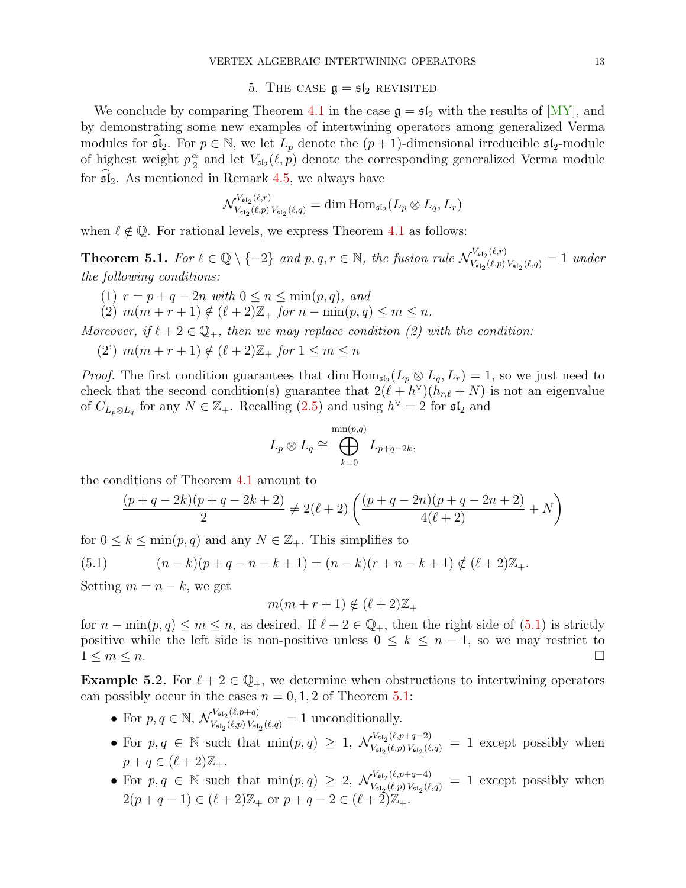## 5. The case $\mathfrak{g} = \mathfrak{sl}_2$ revisited

We conclude by comparing Theorem 4.1 in the case $\mathfrak{g} = \mathfrak{sl}_2$ with the results of [MY], and by demonstrating some new examples of intertwining operators among generalized Verma modules for $\widehat{\mathfrak{sl}}_2$. For $p \in \mathbb{N}$, we let $L_p$ denote the $(p+1)$-dimensional irreducible $\mathfrak{sl}_2$-module of highest weight $p\frac{\alpha}{2}$ and let $V_{\mathfrak{sl}_2}(\ell, p)$ denote the corresponding generalized Verma module for $\widehat{\mathfrak{sl}}_2$. As mentioned in Remark 4.5, we always have

$$\mathcal{N}_{V_{\mathfrak{sl}_2}(\ell,p)\, V_{\mathfrak{sl}_2}(\ell,q)}^{V_{\mathfrak{sl}_2}(\ell,r)} = \dim \mathrm{Hom}_{\mathfrak{sl}_2}(L_p \otimes L_q, L_r)$$

when $\ell \notin \mathbb{Q}$. For rational levels, we express Theorem 4.1 as follows:

**Theorem 5.1.** *For $\ell \in \mathbb{Q} \setminus \{-2\}$ and $p, q, r \in \mathbb{N}$, the fusion rule $\mathcal{N}_{V_{\mathfrak{sl}_2}(\ell,p)\, V_{\mathfrak{sl}_2}(\ell,q)}^{V_{\mathfrak{sl}_2}(\ell,r)} = 1$ under the following conditions:*

1. *$r = p + q - 2n$ with $0 \leq n \leq \min(p, q)$, and*
2. *$m(m + r + 1) \notin (\ell + 2)\mathbb{Z}_+$ for $n - \min(p, q) \leq m \leq n$.*

*Moreover, if $\ell + 2 \in \mathbb{Q}_+$, then we may replace condition (2) with the condition:*

(2') *$m(m + r + 1) \notin (\ell + 2)\mathbb{Z}_+$ for $1 \leq m \leq n$*

*Proof.* The first condition guarantees that $\dim \mathrm{Hom}_{\mathfrak{sl}_2}(L_p \otimes L_q, L_r) = 1$, so we just need to check that the second condition(s) guarantee that $2(\ell + h^\vee)(h_{r,\ell} + N)$ is not an eigenvalue of $C_{L_p \otimes L_q}$ for any $N \in \mathbb{Z}_+$. Recalling (2.5) and using $h^\vee = 2$ for $\mathfrak{sl}_2$ and

$$L_p \otimes L_q \cong \bigoplus_{k=0}^{\min(p,q)} L_{p+q-2k},$$

the conditions of Theorem 4.1 amount to

$$\frac{(p + q - 2k)(p + q - 2k + 2)}{2} \neq 2(\ell + 2)\left(\frac{(p + q - 2n)(p + q - 2n + 2)}{4(\ell + 2)} + N\right)$$

for $0 \leq k \leq \min(p, q)$ and any $N \in \mathbb{Z}_+$. This simplifies to

$$(n - k)(p + q - n - k + 1) = (n - k)(r + n - k + 1) \notin (\ell + 2)\mathbb{Z}_+. \tag{5.1}$$

Setting $m = n - k$, we get

$$m(m + r + 1) \notin (\ell + 2)\mathbb{Z}_+$$

for $n - \min(p, q) \leq m \leq n$, as desired. If $\ell + 2 \in \mathbb{Q}_+$, then the right side of (5.1) is strictly positive while the left side is non-positive unless $0 \leq k \leq n - 1$, so we may restrict to $1 \leq m \leq n$. $\square$

**Example 5.2.** For $\ell + 2 \in \mathbb{Q}_+$, we determine when obstructions to intertwining operators can possibly occur in the cases $n = 0, 1, 2$ of Theorem 5.1:

- For $p, q \in \mathbb{N}$, $\mathcal{N}_{V_{\mathfrak{sl}_2}(\ell,p)\, V_{\mathfrak{sl}_2}(\ell,q)}^{V_{\mathfrak{sl}_2}(\ell,p+q)} = 1$ unconditionally.
- For $p, q \in \mathbb{N}$ such that $\min(p, q) \geq 1$, $\mathcal{N}_{V_{\mathfrak{sl}_2}(\ell,p)\, V_{\mathfrak{sl}_2}(\ell,q)}^{V_{\mathfrak{sl}_2}(\ell,p+q-2)} = 1$ except possibly when $p + q \in (\ell + 2)\mathbb{Z}_+$.
- For $p, q \in \mathbb{N}$ such that $\min(p, q) \geq 2$, $\mathcal{N}_{V_{\mathfrak{sl}_2}(\ell,p)\, V_{\mathfrak{sl}_2}(\ell,q)}^{V_{\mathfrak{sl}_2}(\ell,p+q-4)} = 1$ except possibly when $2(p + q - 1) \in (\ell + 2)\mathbb{Z}_+$ or $p + q - 2 \in (\ell + 2)\mathbb{Z}_+$.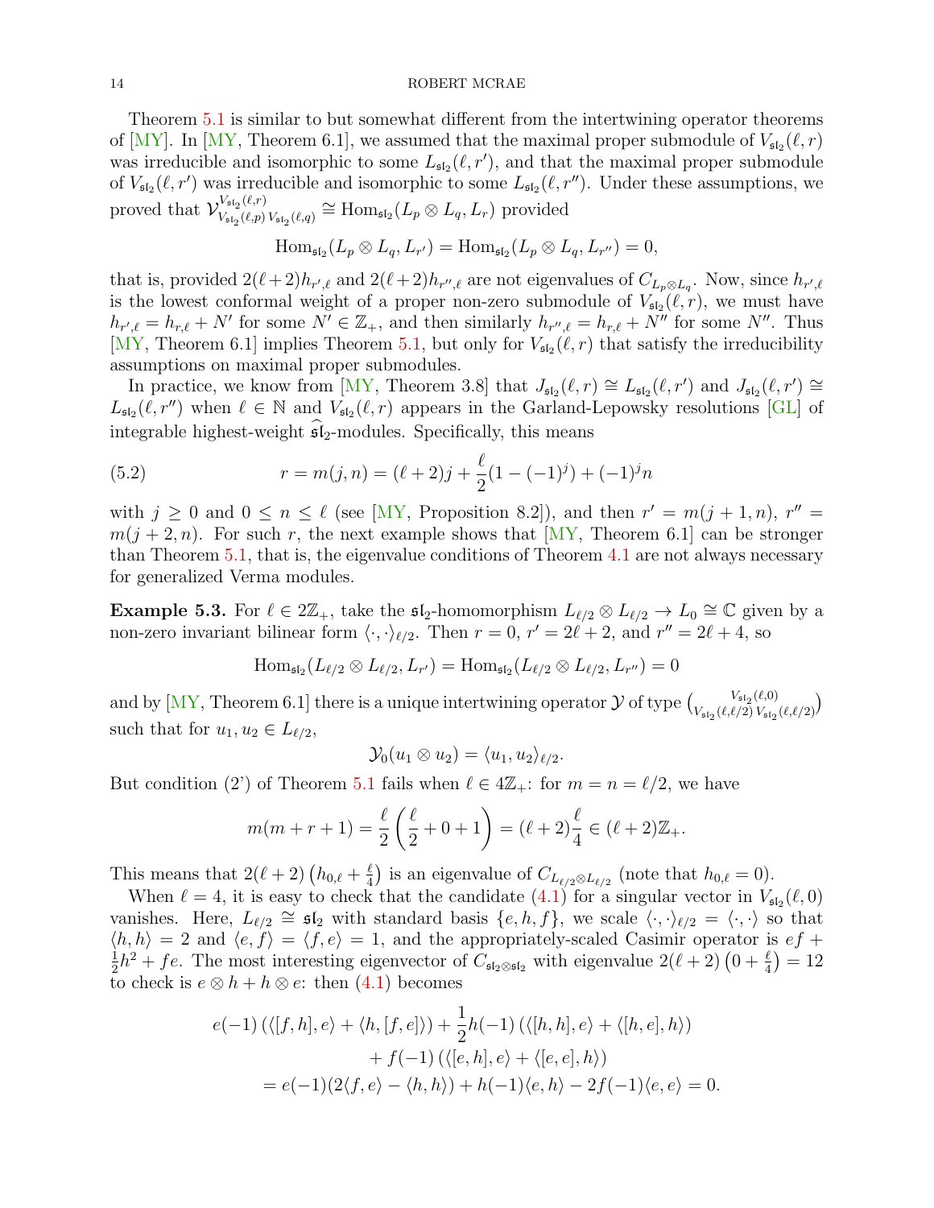Theorem 5.1 is similar to but somewhat different from the intertwining operator theorems of [MY]. In [MY, Theorem 6.1], we assumed that the maximal proper submodule of $V_{\mathfrak{sl}_2}(\ell, r)$ was irreducible and isomorphic to some $L_{\mathfrak{sl}_2}(\ell, r')$, and that the maximal proper submodule of $V_{\mathfrak{sl}_2}(\ell, r')$ was irreducible and isomorphic to some $L_{\mathfrak{sl}_2}(\ell, r'')$. Under these assumptions, we proved that $\mathcal{V}^{V_{\mathfrak{sl}_2}(\ell,r)}_{V_{\mathfrak{sl}_2}(\ell,p)\,V_{\mathfrak{sl}_2}(\ell,q)} \cong \mathrm{Hom}_{\mathfrak{sl}_2}(L_p \otimes L_q, L_r)$ provided

$$\mathrm{Hom}_{\mathfrak{sl}_2}(L_p \otimes L_q, L_{r'}) = \mathrm{Hom}_{\mathfrak{sl}_2}(L_p \otimes L_q, L_{r''}) = 0,$$

that is, provided $2(\ell+2)h_{r',\ell}$ and $2(\ell+2)h_{r'',\ell}$ are not eigenvalues of $C_{L_p\otimes L_q}$. Now, since $h_{r',\ell}$ is the lowest conformal weight of a proper non-zero submodule of $V_{\mathfrak{sl}_2}(\ell, r)$, we must have $h_{r',\ell} = h_{r,\ell} + N'$ for some $N' \in \mathbb{Z}_+$, and then similarly $h_{r'',\ell} = h_{r,\ell} + N''$ for some $N''$. Thus [MY, Theorem 6.1] implies Theorem 5.1, but only for $V_{\mathfrak{sl}_2}(\ell, r)$ that satisfy the irreducibility assumptions on maximal proper submodules.

In practice, we know from [MY, Theorem 3.8] that $J_{\mathfrak{sl}_2}(\ell, r) \cong L_{\mathfrak{sl}_2}(\ell, r')$ and $J_{\mathfrak{sl}_2}(\ell, r') \cong L_{\mathfrak{sl}_2}(\ell, r'')$ when $\ell \in \mathbb{N}$ and $V_{\mathfrak{sl}_2}(\ell, r)$ appears in the Garland-Lepowsky resolutions [GL] of integrable highest-weight $\widehat{\mathfrak{sl}}_2$-modules. Specifically, this means

$$r = m(j, n) = (\ell+2)j + \frac{\ell}{2}(1-(-1)^j) + (-1)^j n \tag{5.2}$$

with $j \geq 0$ and $0 \leq n \leq \ell$ (see [MY, Proposition 8.2]), and then $r' = m(j+1, n)$, $r'' = m(j+2, n)$. For such $r$, the next example shows that [MY, Theorem 6.1] can be stronger than Theorem 5.1, that is, the eigenvalue conditions of Theorem 4.1 are not always necessary for generalized Verma modules.

**Example 5.3.** For $\ell \in 2\mathbb{Z}_+$, take the $\mathfrak{sl}_2$-homomorphism $L_{\ell/2} \otimes L_{\ell/2} \to L_0 \cong \mathbb{C}$ given by a non-zero invariant bilinear form $\langle \cdot, \cdot \rangle_{\ell/2}$. Then $r = 0$, $r' = 2\ell+2$, and $r'' = 2\ell+4$, so

$$\mathrm{Hom}_{\mathfrak{sl}_2}(L_{\ell/2} \otimes L_{\ell/2}, L_{r'}) = \mathrm{Hom}_{\mathfrak{sl}_2}(L_{\ell/2} \otimes L_{\ell/2}, L_{r''}) = 0$$

and by [MY, Theorem 6.1] there is a unique intertwining operator $\mathcal{Y}$ of type $\binom{V_{\mathfrak{sl}_2}(\ell,0)}{V_{\mathfrak{sl}_2}(\ell,\ell/2)\,V_{\mathfrak{sl}_2}(\ell,\ell/2)}$ such that for $u_1, u_2 \in L_{\ell/2}$,

$$\mathcal{Y}_0(u_1 \otimes u_2) = \langle u_1, u_2 \rangle_{\ell/2}.$$

But condition (2') of Theorem 5.1 fails when $\ell \in 4\mathbb{Z}_+$: for $m = n = \ell/2$, we have

$$m(m+r+1) = \frac{\ell}{2}\left(\frac{\ell}{2}+0+1\right) = (\ell+2)\frac{\ell}{4} \in (\ell+2)\mathbb{Z}_+.$$

This means that $2(\ell+2)\left(h_{0,\ell} + \frac{\ell}{4}\right)$ is an eigenvalue of $C_{L_{\ell/2}\otimes L_{\ell/2}}$ (note that $h_{0,\ell} = 0$).

When $\ell = 4$, it is easy to check that the candidate (4.1) for a singular vector in $V_{\mathfrak{sl}_2}(\ell, 0)$ vanishes. Here, $L_{\ell/2} \cong \mathfrak{sl}_2$ with standard basis $\{e, h, f\}$, we scale $\langle \cdot, \cdot \rangle_{\ell/2} = \langle \cdot, \cdot \rangle$ so that $\langle h, h \rangle = 2$ and $\langle e, f \rangle = \langle f, e \rangle = 1$, and the appropriately-scaled Casimir operator is $ef + \frac{1}{2}h^2 + fe$. The most interesting eigenvector of $C_{\mathfrak{sl}_2\otimes\mathfrak{sl}_2}$ with eigenvalue $2(\ell+2)\left(0 + \frac{\ell}{4}\right) = 12$ to check is $e \otimes h + h \otimes e$: then (4.1) becomes

$$\begin{aligned}
e(-1)\left(\langle [f,h], e\rangle + \langle h, [f,e]\rangle\right) &+ \frac{1}{2}h(-1)\left(\langle [h,h], e\rangle + \langle [h,e], h\rangle\right) \\
&+ f(-1)\left(\langle [e,h], e\rangle + \langle [e,e], h\rangle\right) \\
= e(-1)(2\langle f, e\rangle - \langle h, h\rangle) &+ h(-1)\langle e, h\rangle - 2f(-1)\langle e, e\rangle = 0.
\end{aligned}$$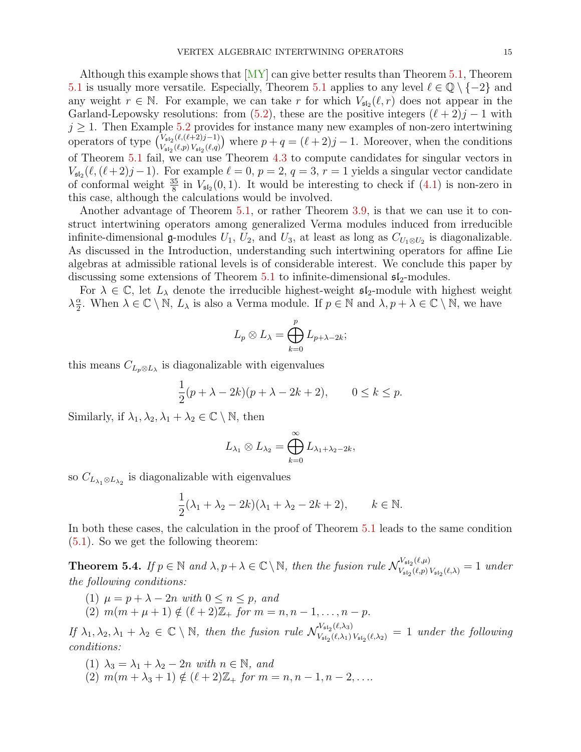Although this example shows that [MY] can give better results than Theorem 5.1, Theorem 5.1 is usually more versatile. Especially, Theorem 5.1 applies to any level $\ell \in \mathbb{Q} \setminus \{-2\}$ and any weight $r \in \mathbb{N}$. For example, we can take $r$ for which $V_{\mathfrak{sl}_2}(\ell, r)$ does not appear in the Garland-Lepowsky resolutions: from (5.2), these are the positive integers $(\ell+2)j-1$ with $j \geq 1$. Then Example 5.2 provides for instance many new examples of non-zero intertwining operators of type $\binom{V_{\mathfrak{sl}_2}(\ell,(\ell+2)j-1)}{V_{\mathfrak{sl}_2}(\ell,p)\,V_{\mathfrak{sl}_2}(\ell,q)}$ where $p+q=(\ell+2)j-1$. Moreover, when the conditions of Theorem 5.1 fail, we can use Theorem 4.3 to compute candidates for singular vectors in $V_{\mathfrak{sl}_2}(\ell, (\ell+2)j-1)$. For example $\ell = 0$, $p = 2$, $q = 3$, $r = 1$ yields a singular vector candidate of conformal weight $\frac{35}{8}$ in $V_{\mathfrak{sl}_2}(0,1)$. It would be interesting to check if (4.1) is non-zero in this case, although the calculations would be involved.

Another advantage of Theorem 5.1, or rather Theorem 3.9, is that we can use it to construct intertwining operators among generalized Verma modules induced from irreducible infinite-dimensional $\mathfrak{g}$-modules $U_1$, $U_2$, and $U_3$, at least as long as $C_{U_1 \otimes U_2}$ is diagonalizable. As discussed in the Introduction, understanding such intertwining operators for affine Lie algebras at admissible rational levels is of considerable interest. We conclude this paper by discussing some extensions of Theorem 5.1 to infinite-dimensional $\mathfrak{sl}_2$-modules.

For $\lambda \in \mathbb{C}$, let $L_\lambda$ denote the irreducible highest-weight $\mathfrak{sl}_2$-module with highest weight $\lambda\frac{\alpha}{2}$. When $\lambda \in \mathbb{C} \setminus \mathbb{N}$, $L_\lambda$ is also a Verma module. If $p \in \mathbb{N}$ and $\lambda, p+\lambda \in \mathbb{C} \setminus \mathbb{N}$, we have

$$L_p \otimes L_\lambda = \bigoplus_{k=0}^{p} L_{p+\lambda-2k};$$

this means $C_{L_p \otimes L_\lambda}$ is diagonalizable with eigenvalues

$$\frac{1}{2}(p+\lambda-2k)(p+\lambda-2k+2), \qquad 0 \leq k \leq p.$$

Similarly, if $\lambda_1, \lambda_2, \lambda_1+\lambda_2 \in \mathbb{C} \setminus \mathbb{N}$, then

$$L_{\lambda_1} \otimes L_{\lambda_2} = \bigoplus_{k=0}^{\infty} L_{\lambda_1+\lambda_2-2k},$$

so $C_{L_{\lambda_1} \otimes L_{\lambda_2}}$ is diagonalizable with eigenvalues

$$\frac{1}{2}(\lambda_1+\lambda_2-2k)(\lambda_1+\lambda_2-2k+2), \qquad k \in \mathbb{N}.$$

In both these cases, the calculation in the proof of Theorem 5.1 leads to the same condition (5.1). So we get the following theorem:

**Theorem 5.4.** *If $p \in \mathbb{N}$ and $\lambda, p+\lambda \in \mathbb{C} \setminus \mathbb{N}$, then the fusion rule $\mathcal{N}_{V_{\mathfrak{sl}_2}(\ell,p)\,V_{\mathfrak{sl}_2}(\ell,\lambda)}^{V_{\mathfrak{sl}_2}(\ell,\mu)} = 1$ under the following conditions:*

1. *$\mu = p+\lambda-2n$ with $0 \leq n \leq p$, and*
2. *$m(m+\mu+1) \notin (\ell+2)\mathbb{Z}_+$ for $m = n, n-1, \ldots, n-p$.*

*If $\lambda_1, \lambda_2, \lambda_1+\lambda_2 \in \mathbb{C} \setminus \mathbb{N}$, then the fusion rule $\mathcal{N}_{V_{\mathfrak{sl}_2}(\ell,\lambda_1)\,V_{\mathfrak{sl}_2}(\ell,\lambda_2)}^{V_{\mathfrak{sl}_2}(\ell,\lambda_3)} = 1$ under the following conditions:*

1. *$\lambda_3 = \lambda_1+\lambda_2-2n$ with $n \in \mathbb{N}$, and*
2. *$m(m+\lambda_3+1) \notin (\ell+2)\mathbb{Z}_+$ for $m = n, n-1, n-2, \ldots$.*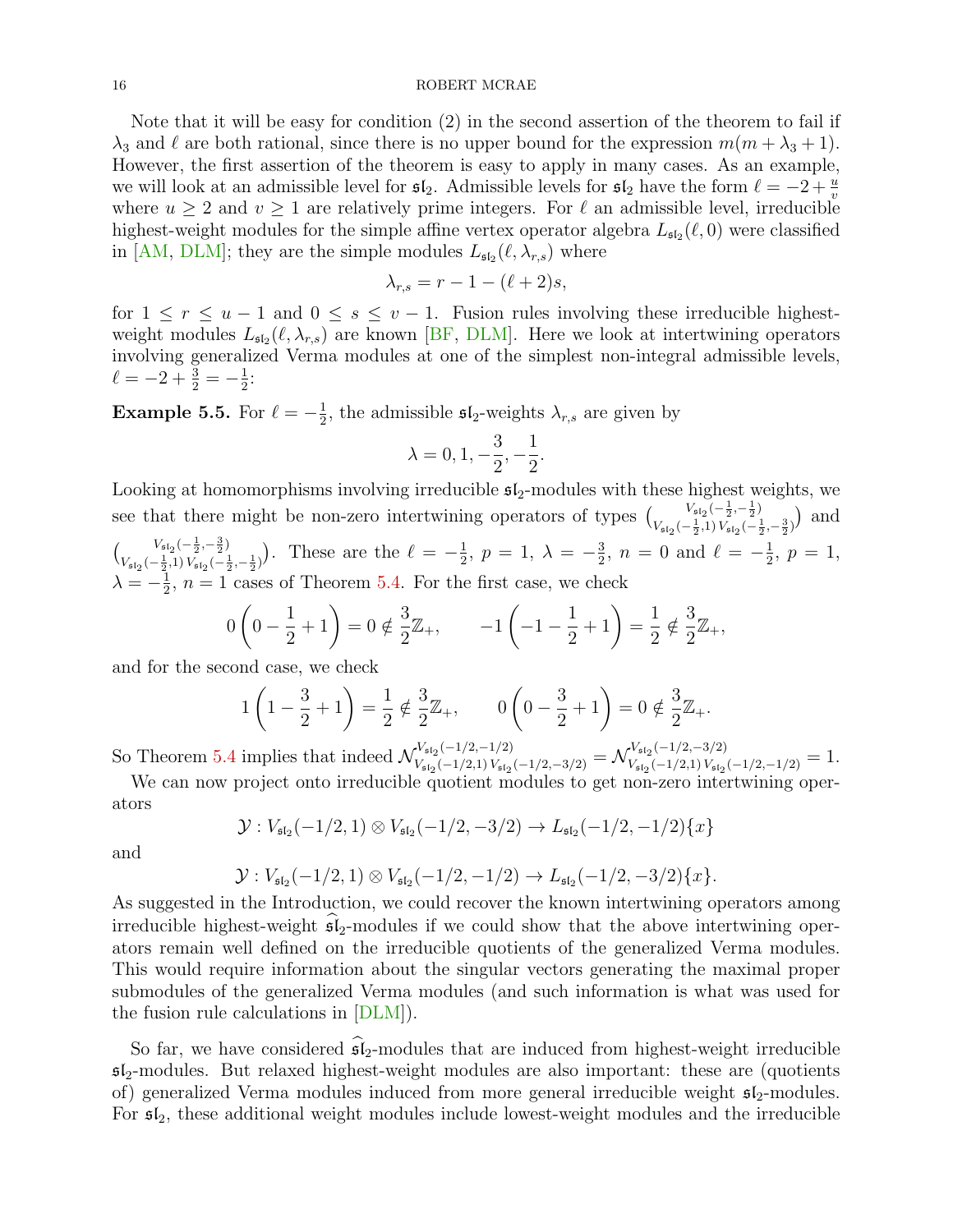Note that it will be easy for condition (2) in the second assertion of the theorem to fail if $\lambda_3$ and $\ell$ are both rational, since there is no upper bound for the expression $m(m+\lambda_3+1)$. However, the first assertion of the theorem is easy to apply in many cases. As an example, we will look at an admissible level for $\mathfrak{sl}_2$. Admissible levels for $\mathfrak{sl}_2$ have the form $\ell = -2+\frac{u}{v}$ where $u \geq 2$ and $v \geq 1$ are relatively prime integers. For $\ell$ an admissible level, irreducible highest-weight modules for the simple affine vertex operator algebra $L_{\mathfrak{sl}_2}(\ell, 0)$ were classified in [AM, DLM]; they are the simple modules $L_{\mathfrak{sl}_2}(\ell, \lambda_{r,s})$ where

$$\lambda_{r,s} = r - 1 - (\ell+2)s,$$

for $1 \leq r \leq u-1$ and $0 \leq s \leq v-1$. Fusion rules involving these irreducible highest-weight modules $L_{\mathfrak{sl}_2}(\ell, \lambda_{r,s})$ are known [BF, DLM]. Here we look at intertwining operators involving generalized Verma modules at one of the simplest non-integral admissible levels, $\ell = -2+\frac{3}{2} = -\frac{1}{2}$:

**Example 5.5.** For $\ell = -\frac{1}{2}$, the admissible $\mathfrak{sl}_2$-weights $\lambda_{r,s}$ are given by

$$\lambda = 0, 1, -\frac{3}{2}, -\frac{1}{2}.$$

Looking at homomorphisms involving irreducible $\mathfrak{sl}_2$-modules with these highest weights, we see that there might be non-zero intertwining operators of types $\binom{V_{\mathfrak{sl}_2}(-\frac{1}{2},-\frac{1}{2})}{V_{\mathfrak{sl}_2}(-\frac{1}{2},1)\, V_{\mathfrak{sl}_2}(-\frac{1}{2},-\frac{3}{2})}$ and $\binom{V_{\mathfrak{sl}_2}(-\frac{1}{2},-\frac{3}{2})}{V_{\mathfrak{sl}_2}(-\frac{1}{2},1)\, V_{\mathfrak{sl}_2}(-\frac{1}{2},-\frac{1}{2})}$. These are the $\ell = -\frac{1}{2}$, $p = 1$, $\lambda = -\frac{3}{2}$, $n = 0$ and $\ell = -\frac{1}{2}$, $p = 1$, $\lambda = -\frac{1}{2}$, $n = 1$ cases of Theorem 5.4. For the first case, we check

$$0\left(0 - \frac{1}{2} + 1\right) = 0 \notin \frac{3}{2}\mathbb{Z}_+, \qquad -1\left(-1 - \frac{1}{2} + 1\right) = \frac{1}{2} \notin \frac{3}{2}\mathbb{Z}_+,$$

and for the second case, we check

$$1\left(1 - \frac{3}{2} + 1\right) = \frac{1}{2} \notin \frac{3}{2}\mathbb{Z}_+, \qquad 0\left(0 - \frac{3}{2} + 1\right) = 0 \notin \frac{3}{2}\mathbb{Z}_+.$$

So Theorem 5.4 implies that indeed $\mathcal{N}^{V_{\mathfrak{sl}_2}(-1/2,-1/2)}_{V_{\mathfrak{sl}_2}(-1/2,1)\, V_{\mathfrak{sl}_2}(-1/2,-3/2)} = \mathcal{N}^{V_{\mathfrak{sl}_2}(-1/2,-3/2)}_{V_{\mathfrak{sl}_2}(-1/2,1)\, V_{\mathfrak{sl}_2}(-1/2,-1/2)} = 1$.

We can now project onto irreducible quotient modules to get non-zero intertwining operators

$$\mathcal{Y} : V_{\mathfrak{sl}_2}(-1/2, 1) \otimes V_{\mathfrak{sl}_2}(-1/2, -3/2) \to L_{\mathfrak{sl}_2}(-1/2, -1/2)\{x\}$$

and

$$\mathcal{Y} : V_{\mathfrak{sl}_2}(-1/2, 1) \otimes V_{\mathfrak{sl}_2}(-1/2, -1/2) \to L_{\mathfrak{sl}_2}(-1/2, -3/2)\{x\}.$$

As suggested in the Introduction, we could recover the known intertwining operators among irreducible highest-weight $\widehat{\mathfrak{sl}}_2$-modules if we could show that the above intertwining operators remain well defined on the irreducible quotients of the generalized Verma modules. This would require information about the singular vectors generating the maximal proper submodules of the generalized Verma modules (and such information is what was used for the fusion rule calculations in [DLM]).

So far, we have considered $\widehat{\mathfrak{sl}}_2$-modules that are induced from highest-weight irreducible $\mathfrak{sl}_2$-modules. But relaxed highest-weight modules are also important: these are (quotients of) generalized Verma modules induced from more general irreducible weight $\mathfrak{sl}_2$-modules. For $\mathfrak{sl}_2$, these additional weight modules include lowest-weight modules and the irreducible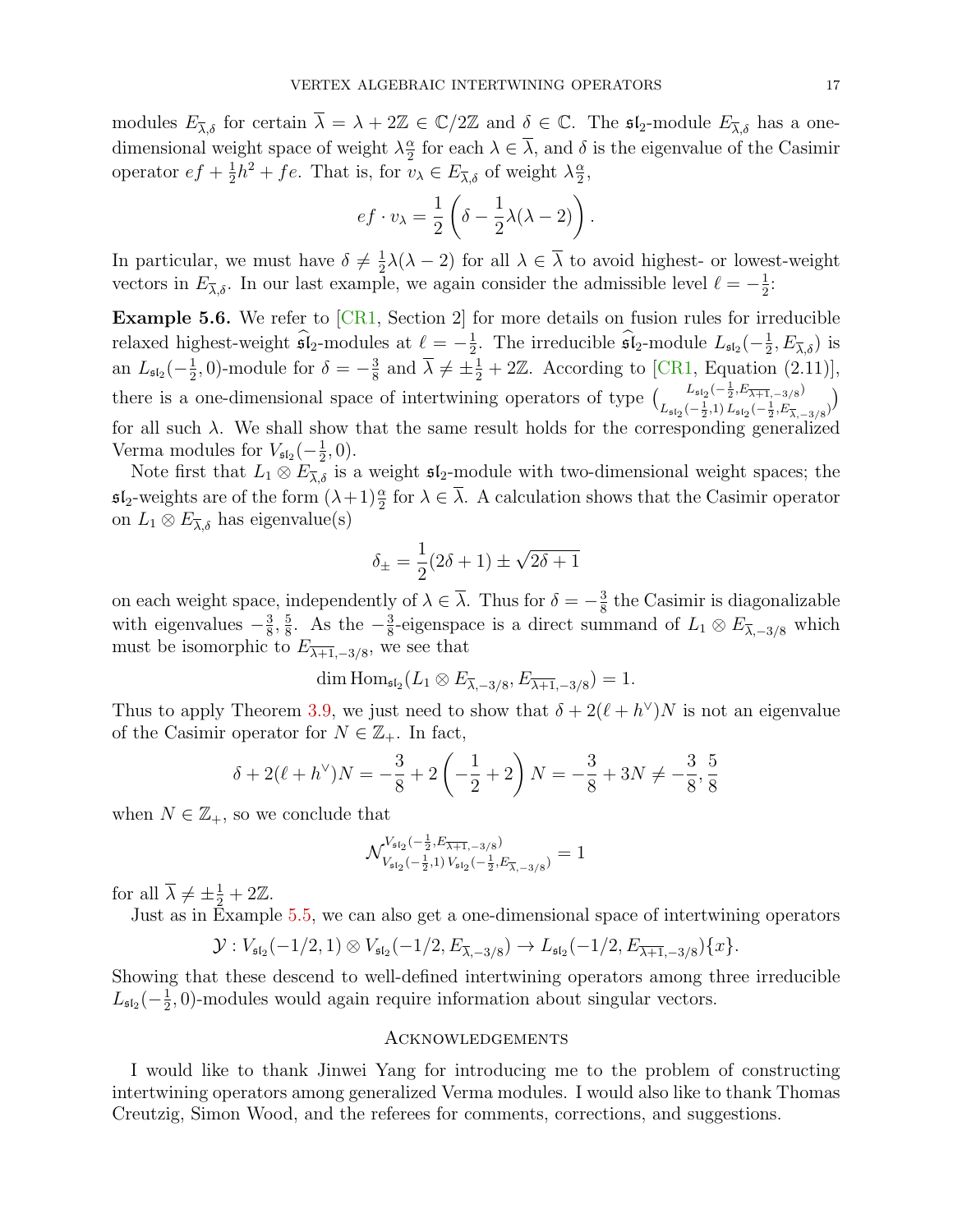modules $E_{\overline{\lambda},\delta}$ for certain $\overline{\lambda} = \lambda + 2\mathbb{Z} \in \mathbb{C}/2\mathbb{Z}$ and $\delta \in \mathbb{C}$. The $\mathfrak{sl}_2$-module $E_{\overline{\lambda},\delta}$ has a one-dimensional weight space of weight $\lambda\frac{\alpha}{2}$ for each $\lambda \in \overline{\lambda}$, and $\delta$ is the eigenvalue of the Casimir operator $ef + \frac{1}{2}h^2 + fe$. That is, for $v_\lambda \in E_{\overline{\lambda},\delta}$ of weight $\lambda\frac{\alpha}{2}$,

$$ef \cdot v_\lambda = \frac{1}{2}\left(\delta - \frac{1}{2}\lambda(\lambda-2)\right).$$

In particular, we must have $\delta \neq \frac{1}{2}\lambda(\lambda-2)$ for all $\lambda \in \overline{\lambda}$ to avoid highest- or lowest-weight vectors in $E_{\overline{\lambda},\delta}$. In our last example, we again consider the admissible level $\ell = -\frac{1}{2}$:

**Example 5.6.** We refer to [CR1, Section 2] for more details on fusion rules for irreducible relaxed highest-weight $\widehat{\mathfrak{sl}}_2$-modules at $\ell = -\frac{1}{2}$. The irreducible $\widehat{\mathfrak{sl}}_2$-module $L_{\mathfrak{sl}_2}(-\frac{1}{2}, E_{\overline{\lambda},\delta})$ is an $L_{\mathfrak{sl}_2}(-\frac{1}{2}, 0)$-module for $\delta = -\frac{3}{8}$ and $\overline{\lambda} \neq \pm\frac{1}{2} + 2\mathbb{Z}$. According to [CR1, Equation (2.11)], there is a one-dimensional space of intertwining operators of type $\binom{L_{\mathfrak{sl}_2}(-\frac{1}{2}, E_{\overline{\lambda+1},-3/8})}{L_{\mathfrak{sl}_2}(-\frac{1}{2},1)\; L_{\mathfrak{sl}_2}(-\frac{1}{2}, E_{\overline{\lambda},-3/8})}$ for all such $\lambda$. We shall show that the same result holds for the corresponding generalized Verma modules for $V_{\mathfrak{sl}_2}(-\frac{1}{2}, 0)$.

Note first that $L_1 \otimes E_{\overline{\lambda},\delta}$ is a weight $\mathfrak{sl}_2$-module with two-dimensional weight spaces; the $\mathfrak{sl}_2$-weights are of the form $(\lambda+1)\frac{\alpha}{2}$ for $\lambda \in \overline{\lambda}$. A calculation shows that the Casimir operator on $L_1 \otimes E_{\overline{\lambda},\delta}$ has eigenvalue(s)

$$\delta_\pm = \frac{1}{2}(2\delta + 1) \pm \sqrt{2\delta + 1}$$

on each weight space, independently of $\lambda \in \overline{\lambda}$. Thus for $\delta = -\frac{3}{8}$ the Casimir is diagonalizable with eigenvalues $-\frac{3}{8}, \frac{5}{8}$. As the $-\frac{3}{8}$-eigenspace is a direct summand of $L_1 \otimes E_{\overline{\lambda},-3/8}$ which must be isomorphic to $E_{\overline{\lambda+1},-3/8}$, we see that

$$\dim \mathrm{Hom}_{\mathfrak{sl}_2}(L_1 \otimes E_{\overline{\lambda},-3/8}, E_{\overline{\lambda+1},-3/8}) = 1.$$

Thus to apply Theorem 3.9, we just need to show that $\delta + 2(\ell + h^\vee)N$ is not an eigenvalue of the Casimir operator for $N \in \mathbb{Z}_+$. In fact,

$$\delta + 2(\ell + h^\vee)N = -\frac{3}{8} + 2\left(-\frac{1}{2} + 2\right)N = -\frac{3}{8} + 3N \neq -\frac{3}{8}, \frac{5}{8}$$

when $N \in \mathbb{Z}_+$, so we conclude that

$$\mathcal{N}^{V_{\mathfrak{sl}_2}(-\frac{1}{2}, E_{\overline{\lambda+1},-3/8})}_{V_{\mathfrak{sl}_2}(-\frac{1}{2},1)\; V_{\mathfrak{sl}_2}(-\frac{1}{2}, E_{\overline{\lambda},-3/8})} = 1$$

for all $\overline{\lambda} \neq \pm\frac{1}{2} + 2\mathbb{Z}$.

Just as in Example 5.5, we can also get a one-dimensional space of intertwining operators

$$\mathcal{Y} : V_{\mathfrak{sl}_2}(-1/2, 1) \otimes V_{\mathfrak{sl}_2}(-1/2, E_{\overline{\lambda},-3/8}) \to L_{\mathfrak{sl}_2}(-1/2, E_{\overline{\lambda+1},-3/8})\{x\}.$$

Showing that these descend to well-defined intertwining operators among three irreducible $L_{\mathfrak{sl}_2}(-\frac{1}{2}, 0)$-modules would again require information about singular vectors.

## Acknowledgements

I would like to thank Jinwei Yang for introducing me to the problem of constructing intertwining operators among generalized Verma modules. I would also like to thank Thomas Creutzig, Simon Wood, and the referees for comments, corrections, and suggestions.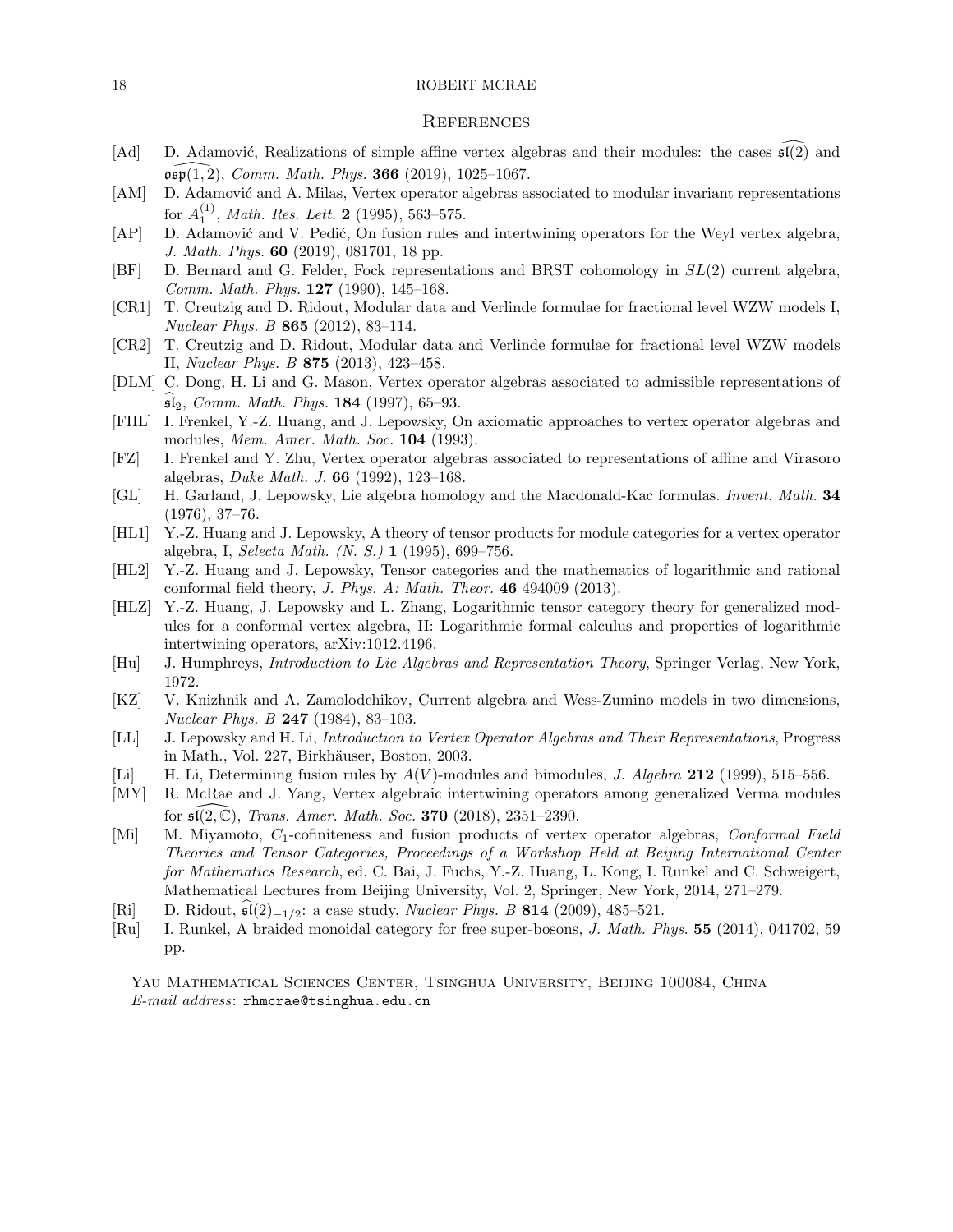## References

[Ad] D. Adamović, Realizations of simple affine vertex algebras and their modules: the cases $\widehat{\mathfrak{sl}(2)}$ and $\widehat{\mathfrak{osp}(1,2)}$, *Comm. Math. Phys.* **366** (2019), 1025–1067.

[AM] D. Adamović and A. Milas, Vertex operator algebras associated to modular invariant representations for $A_1^{(1)}$, *Math. Res. Lett.* **2** (1995), 563–575.

[AP] D. Adamović and V. Pedić, On fusion rules and intertwining operators for the Weyl vertex algebra, *J. Math. Phys.* **60** (2019), 081701, 18 pp.

[BF] D. Bernard and G. Felder, Fock representations and BRST cohomology in $SL(2)$ current algebra, *Comm. Math. Phys.* **127** (1990), 145–168.

[CR1] T. Creutzig and D. Ridout, Modular data and Verlinde formulae for fractional level WZW models I, *Nuclear Phys. B* **865** (2012), 83–114.

[CR2] T. Creutzig and D. Ridout, Modular data and Verlinde formulae for fractional level WZW models II, *Nuclear Phys. B* **875** (2013), 423–458.

[DLM] C. Dong, H. Li and G. Mason, Vertex operator algebras associated to admissible representations of $\widehat{\mathfrak{sl}}_2$, *Comm. Math. Phys.* **184** (1997), 65–93.

[FHL] I. Frenkel, Y.-Z. Huang, and J. Lepowsky, On axiomatic approaches to vertex operator algebras and modules, *Mem. Amer. Math. Soc.* **104** (1993).

[FZ] I. Frenkel and Y. Zhu, Vertex operator algebras associated to representations of affine and Virasoro algebras, *Duke Math. J.* **66** (1992), 123–168.

[GL] H. Garland, J. Lepowsky, Lie algebra homology and the Macdonald-Kac formulas. *Invent. Math.* **34** (1976), 37–76.

[HL1] Y.-Z. Huang and J. Lepowsky, A theory of tensor products for module categories for a vertex operator algebra, I, *Selecta Math. (N. S.)* **1** (1995), 699–756.

[HL2] Y.-Z. Huang and J. Lepowsky, Tensor categories and the mathematics of logarithmic and rational conformal field theory, *J. Phys. A: Math. Theor.* **46** 494009 (2013).

[HLZ] Y.-Z. Huang, J. Lepowsky and L. Zhang, Logarithmic tensor category theory for generalized modules for a conformal vertex algebra, II: Logarithmic formal calculus and properties of logarithmic intertwining operators, arXiv:1012.4196.

[Hu] J. Humphreys, *Introduction to Lie Algebras and Representation Theory*, Springer Verlag, New York, 1972.

[KZ] V. Knizhnik and A. Zamolodchikov, Current algebra and Wess-Zumino models in two dimensions, *Nuclear Phys. B* **247** (1984), 83–103.

[LL] J. Lepowsky and H. Li, *Introduction to Vertex Operator Algebras and Their Representations*, Progress in Math., Vol. 227, Birkhäuser, Boston, 2003.

[Li] H. Li, Determining fusion rules by $A(V)$-modules and bimodules, *J. Algebra* **212** (1999), 515–556.

[MY] R. McRae and J. Yang, Vertex algebraic intertwining operators among generalized Verma modules for $\widehat{\mathfrak{sl}(2,\mathbb{C})}$, *Trans. Amer. Math. Soc.* **370** (2018), 2351–2390.

[Mi] M. Miyamoto, $C_1$-cofiniteness and fusion products of vertex operator algebras, *Conformal Field Theories and Tensor Categories, Proceedings of a Workshop Held at Beijing International Center for Mathematics Research*, ed. C. Bai, J. Fuchs, Y.-Z. Huang, L. Kong, I. Runkel and C. Schweigert, Mathematical Lectures from Beijing University, Vol. 2, Springer, New York, 2014, 271–279.

[Ri] D. Ridout, $\widehat{\mathfrak{sl}}(2)_{-1/2}$: a case study, *Nuclear Phys. B* **814** (2009), 485–521.

[Ru] I. Runkel, A braided monoidal category for free super-bosons, *J. Math. Phys.* **55** (2014), 041702, 59 pp.

Yau Mathematical Sciences Center, Tsinghua University, Beijing 100084, China
*E-mail address*: rhmcrae@tsinghua.edu.cn